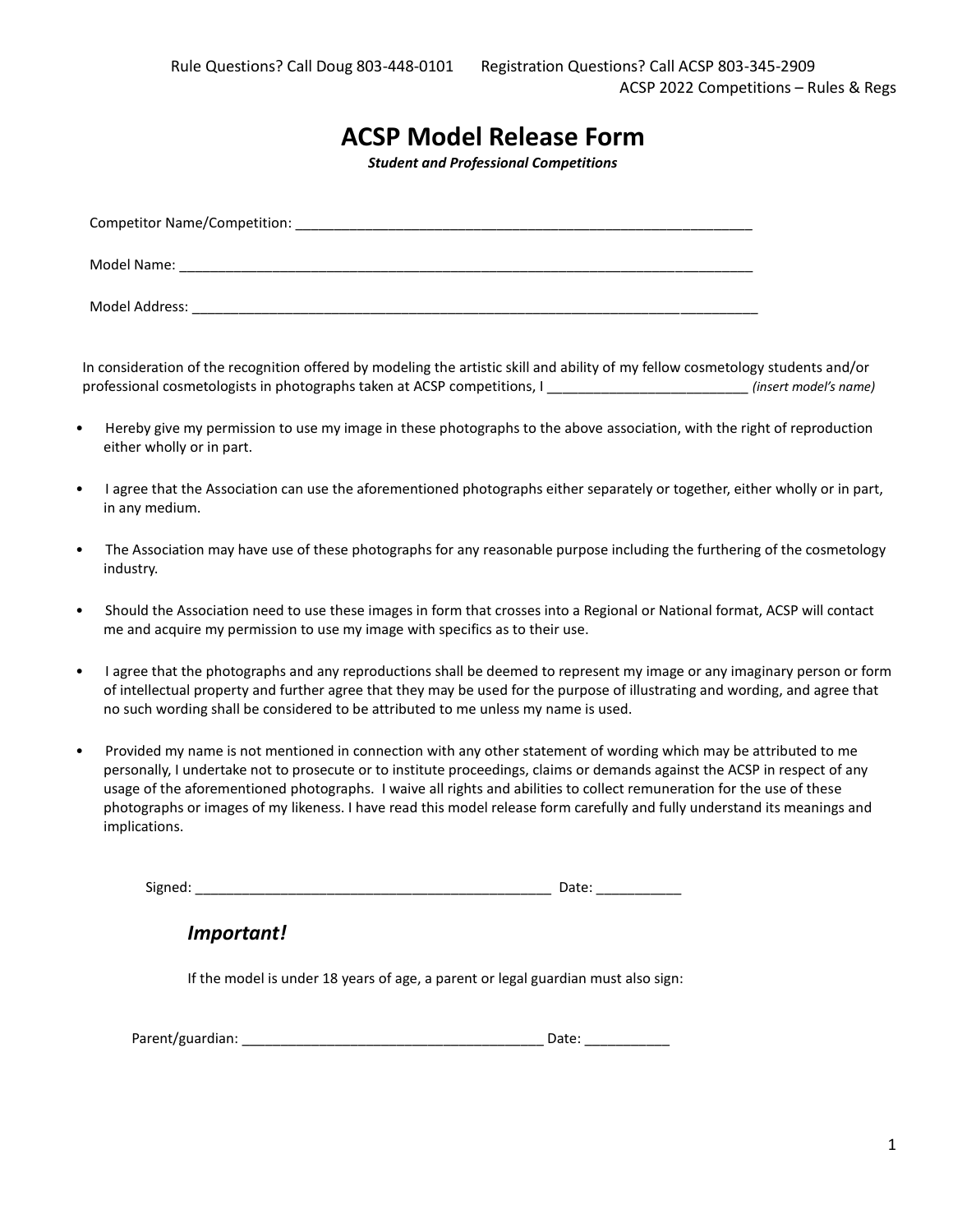# ACSP Model Release Form

***Student and Professional Competitions***

Competitor Name/Competition: ____________________________________________________________

Model Name: ___________________________________________________________________________

Model Address: _________________________________________________________________________

In consideration of the recognition offered by modeling the artistic skill and ability of my fellow cosmetology students and/or professional cosmetologists in photographs taken at ACSP competitions, I __________________________ *(insert model's name)*

- Hereby give my permission to use my image in these photographs to the above association, with the right of reproduction either wholly or in part.
- I agree that the Association can use the aforementioned photographs either separately or together, either wholly or in part, in any medium.
- The Association may have use of these photographs for any reasonable purpose including the furthering of the cosmetology industry.
- Should the Association need to use these images in form that crosses into a Regional or National format, ACSP will contact me and acquire my permission to use my image with specifics as to their use.
- I agree that the photographs and any reproductions shall be deemed to represent my image or any imaginary person or form of intellectual property and further agree that they may be used for the purpose of illustrating and wording, and agree that no such wording shall be considered to be attributed to me unless my name is used.
- Provided my name is not mentioned in connection with any other statement of wording which may be attributed to me personally, I undertake not to prosecute or to institute proceedings, claims or demands against the ACSP in respect of any usage of the aforementioned photographs. I waive all rights and abilities to collect remuneration for the use of these photographs or images of my likeness. I have read this model release form carefully and fully understand its meanings and implications.

Signed: _______________________________________________ Date: ___________

***Important!***

If the model is under 18 years of age, a parent or legal guardian must also sign:

Parent/guardian: _______________________________________ Date: ___________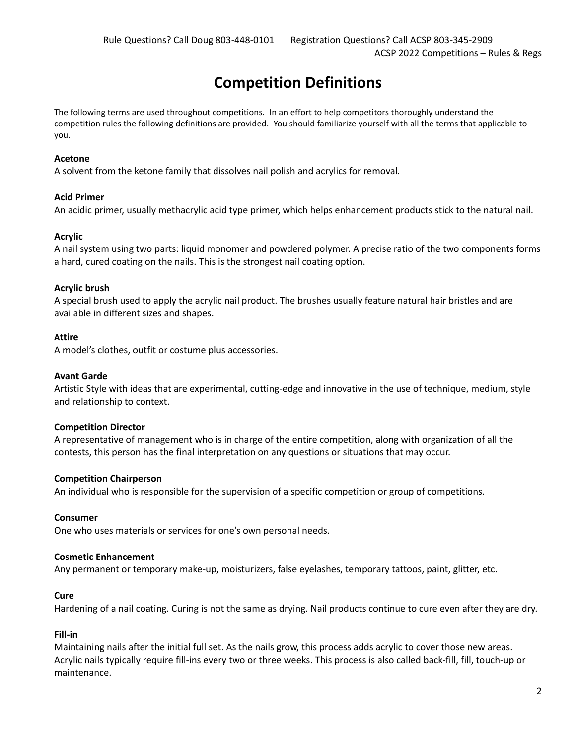# Competition Definitions

The following terms are used throughout competitions. In an effort to help competitors thoroughly understand the competition rules the following definitions are provided. You should familiarize yourself with all the terms that applicable to you.

**Acetone**
A solvent from the ketone family that dissolves nail polish and acrylics for removal.

**Acid Primer**
An acidic primer, usually methacrylic acid type primer, which helps enhancement products stick to the natural nail.

**Acrylic**
A nail system using two parts: liquid monomer and powdered polymer. A precise ratio of the two components forms a hard, cured coating on the nails. This is the strongest nail coating option.

**Acrylic brush**
A special brush used to apply the acrylic nail product. The brushes usually feature natural hair bristles and are available in different sizes and shapes.

**Attire**
A model's clothes, outfit or costume plus accessories.

**Avant Garde**
Artistic Style with ideas that are experimental, cutting-edge and innovative in the use of technique, medium, style and relationship to context.

**Competition Director**
A representative of management who is in charge of the entire competition, along with organization of all the contests, this person has the final interpretation on any questions or situations that may occur.

**Competition Chairperson**
An individual who is responsible for the supervision of a specific competition or group of competitions.

**Consumer**
One who uses materials or services for one's own personal needs.

**Cosmetic Enhancement**
Any permanent or temporary make-up, moisturizers, false eyelashes, temporary tattoos, paint, glitter, etc.

**Cure**
Hardening of a nail coating. Curing is not the same as drying. Nail products continue to cure even after they are dry.

**Fill-in**
Maintaining nails after the initial full set. As the nails grow, this process adds acrylic to cover those new areas. Acrylic nails typically require fill-ins every two or three weeks. This process is also called back-fill, fill, touch-up or maintenance.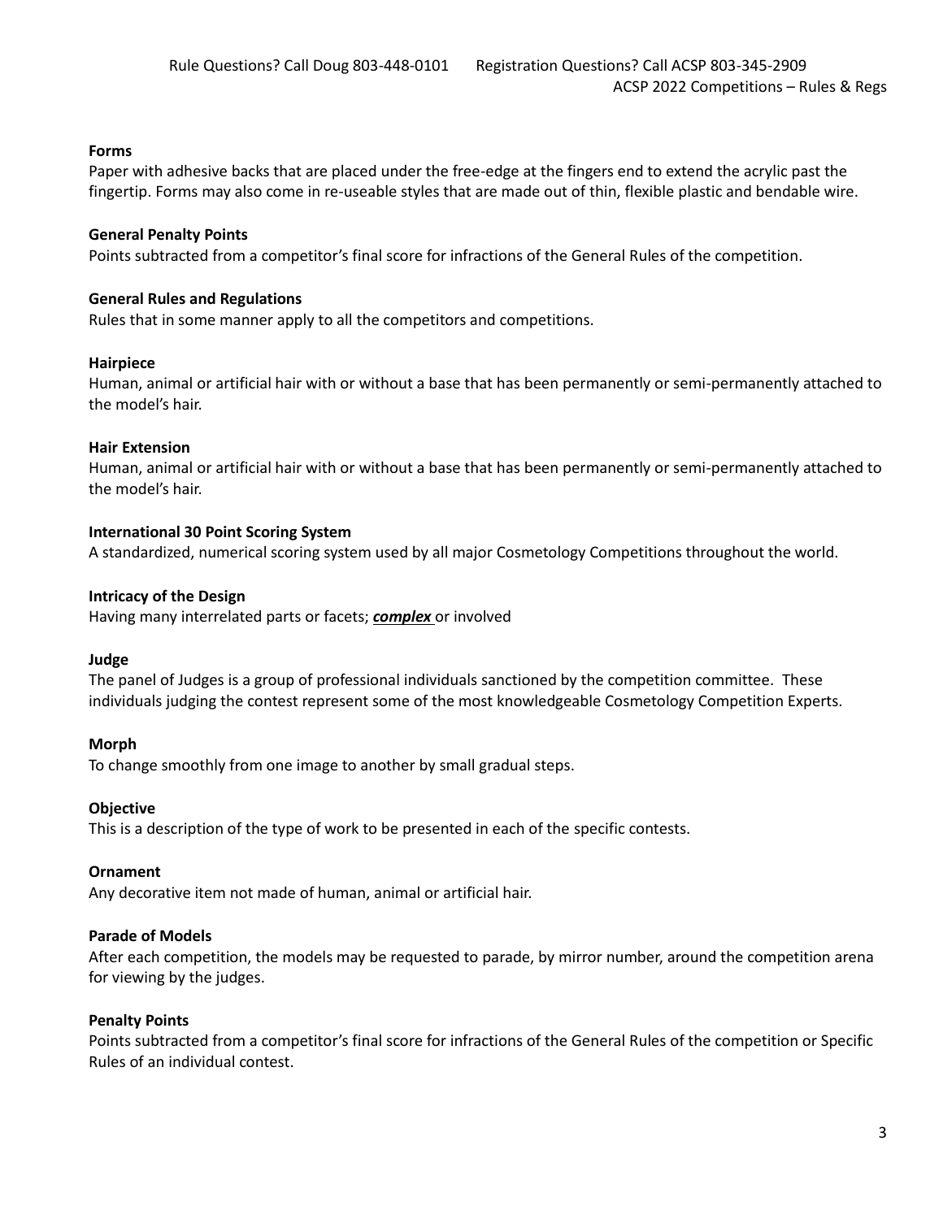**Forms**

Paper with adhesive backs that are placed under the free-edge at the fingers end to extend the acrylic past the fingertip. Forms may also come in re-useable styles that are made out of thin, flexible plastic and bendable wire.

**General Penalty Points**

Points subtracted from a competitor's final score for infractions of the General Rules of the competition.

**General Rules and Regulations**

Rules that in some manner apply to all the competitors and competitions.

**Hairpiece**

Human, animal or artificial hair with or without a base that has been permanently or semi-permanently attached to the model's hair.

**Hair Extension**

Human, animal or artificial hair with or without a base that has been permanently or semi-permanently attached to the model's hair.

**International 30 Point Scoring System**

A standardized, numerical scoring system used by all major Cosmetology Competitions throughout the world.

**Intricacy of the Design**

Having many interrelated parts or facets; ***complex*** or involved

**Judge**

The panel of Judges is a group of professional individuals sanctioned by the competition committee. These individuals judging the contest represent some of the most knowledgeable Cosmetology Competition Experts.

**Morph**

To change smoothly from one image to another by small gradual steps.

**Objective**

This is a description of the type of work to be presented in each of the specific contests.

**Ornament**

Any decorative item not made of human, animal or artificial hair.

**Parade of Models**

After each competition, the models may be requested to parade, by mirror number, around the competition arena for viewing by the judges.

**Penalty Points**

Points subtracted from a competitor's final score for infractions of the General Rules of the competition or Specific Rules of an individual contest.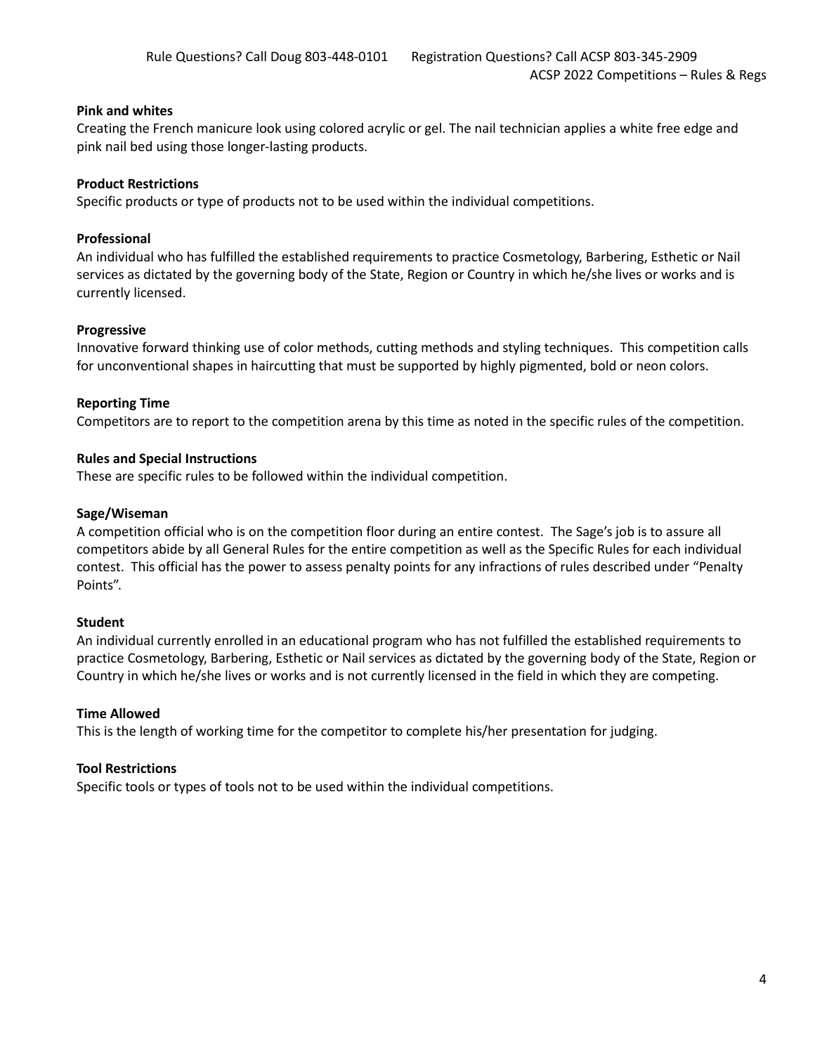**Pink and whites**

Creating the French manicure look using colored acrylic or gel. The nail technician applies a white free edge and pink nail bed using those longer-lasting products.

**Product Restrictions**

Specific products or type of products not to be used within the individual competitions.

**Professional**

An individual who has fulfilled the established requirements to practice Cosmetology, Barbering, Esthetic or Nail services as dictated by the governing body of the State, Region or Country in which he/she lives or works and is currently licensed.

**Progressive**

Innovative forward thinking use of color methods, cutting methods and styling techniques. This competition calls for unconventional shapes in haircutting that must be supported by highly pigmented, bold or neon colors.

**Reporting Time**

Competitors are to report to the competition arena by this time as noted in the specific rules of the competition.

**Rules and Special Instructions**

These are specific rules to be followed within the individual competition.

**Sage/Wiseman**

A competition official who is on the competition floor during an entire contest. The Sage's job is to assure all competitors abide by all General Rules for the entire competition as well as the Specific Rules for each individual contest. This official has the power to assess penalty points for any infractions of rules described under "Penalty Points".

**Student**

An individual currently enrolled in an educational program who has not fulfilled the established requirements to practice Cosmetology, Barbering, Esthetic or Nail services as dictated by the governing body of the State, Region or Country in which he/she lives or works and is not currently licensed in the field in which they are competing.

**Time Allowed**

This is the length of working time for the competitor to complete his/her presentation for judging.

**Tool Restrictions**

Specific tools or types of tools not to be used within the individual competitions.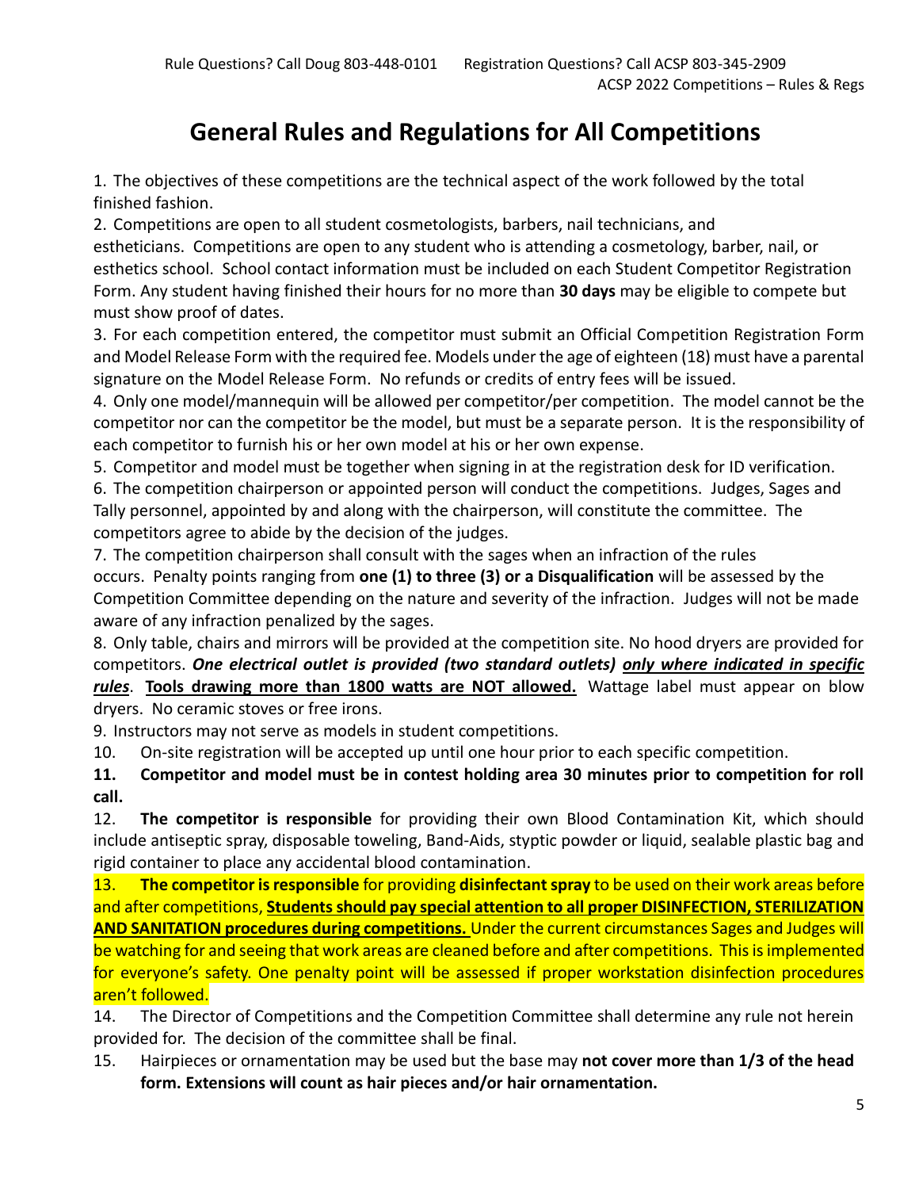# General Rules and Regulations for All Competitions

1. The objectives of these competitions are the technical aspect of the work followed by the total finished fashion.
2. Competitions are open to all student cosmetologists, barbers, nail technicians, and estheticians. Competitions are open to any student who is attending a cosmetology, barber, nail, or esthetics school. School contact information must be included on each Student Competitor Registration Form. Any student having finished their hours for no more than **30 days** may be eligible to compete but must show proof of dates.
3. For each competition entered, the competitor must submit an Official Competition Registration Form and Model Release Form with the required fee. Models under the age of eighteen (18) must have a parental signature on the Model Release Form. No refunds or credits of entry fees will be issued.
4. Only one model/mannequin will be allowed per competitor/per competition. The model cannot be the competitor nor can the competitor be the model, but must be a separate person. It is the responsibility of each competitor to furnish his or her own model at his or her own expense.
5. Competitor and model must be together when signing in at the registration desk for ID verification.
6. The competition chairperson or appointed person will conduct the competitions. Judges, Sages and Tally personnel, appointed by and along with the chairperson, will constitute the committee. The competitors agree to abide by the decision of the judges.
7. The competition chairperson shall consult with the sages when an infraction of the rules occurs. Penalty points ranging from **one (1) to three (3) or a Disqualification** will be assessed by the Competition Committee depending on the nature and severity of the infraction. Judges will not be made aware of any infraction penalized by the sages.
8. Only table, chairs and mirrors will be provided at the competition site. No hood dryers are provided for competitors. ***One electrical outlet is provided (two standard outlets) only where indicated in specific rules***. **Tools drawing more than 1800 watts are NOT allowed.** Wattage label must appear on blow dryers. No ceramic stoves or free irons.
9. Instructors may not serve as models in student competitions.
10. On-site registration will be accepted up until one hour prior to each specific competition.
11. **Competitor and model must be in contest holding area 30 minutes prior to competition for roll call.**
12. **The competitor is responsible** for providing their own Blood Contamination Kit, which should include antiseptic spray, disposable toweling, Band-Aids, styptic powder or liquid, sealable plastic bag and rigid container to place any accidental blood contamination.
13. **The competitor is responsible** for providing **disinfectant spray** to be used on their work areas before and after competitions, **Students should pay special attention to all proper DISINFECTION, STERILIZATION AND SANITATION procedures during competitions.** Under the current circumstances Sages and Judges will be watching for and seeing that work areas are cleaned before and after competitions. This is implemented for everyone's safety. One penalty point will be assessed if proper workstation disinfection procedures aren't followed.
14. The Director of Competitions and the Competition Committee shall determine any rule not herein provided for. The decision of the committee shall be final.
15. Hairpieces or ornamentation may be used but the base may **not cover more than 1/3 of the head form. Extensions will count as hair pieces and/or hair ornamentation.**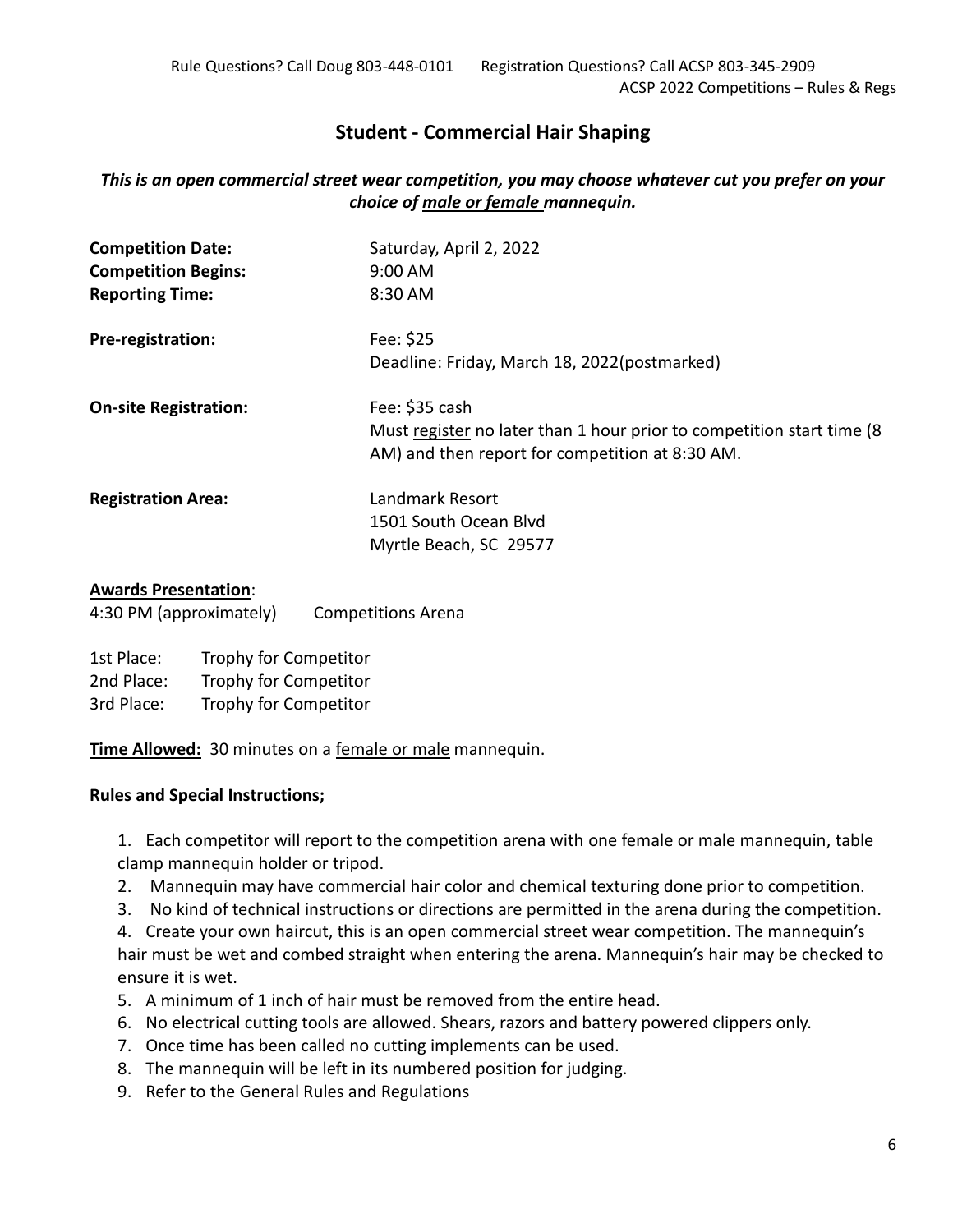## Student - Commercial Hair Shaping

***This is an open commercial street wear competition, you may choose whatever cut you prefer on your choice of male or female mannequin.***

| | |
|---|---|
| **Competition Date:** | Saturday, April 2, 2022 |
| **Competition Begins:** | 9:00 AM |
| **Reporting Time:** | 8:30 AM |
| **Pre-registration:** | Fee: $25<br>Deadline: Friday, March 18, 2022(postmarked) |
| **On-site Registration:** | Fee: $35 cash<br>Must register no later than 1 hour prior to competition start time (8 AM) and then report for competition at 8:30 AM. |
| **Registration Area:** | Landmark Resort<br>1501 South Ocean Blvd<br>Myrtle Beach, SC 29577 |

**Awards Presentation**:

4:30 PM (approximately) Competitions Arena

| | |
|---|---|
| 1st Place: | Trophy for Competitor |
| 2nd Place: | Trophy for Competitor |
| 3rd Place: | Trophy for Competitor |

**Time Allowed:** 30 minutes on a female or male mannequin.

**Rules and Special Instructions;**

1. Each competitor will report to the competition arena with one female or male mannequin, table clamp mannequin holder or tripod.
2. Mannequin may have commercial hair color and chemical texturing done prior to competition.
3. No kind of technical instructions or directions are permitted in the arena during the competition.
4. Create your own haircut, this is an open commercial street wear competition. The mannequin's hair must be wet and combed straight when entering the arena. Mannequin's hair may be checked to ensure it is wet.
5. A minimum of 1 inch of hair must be removed from the entire head.
6. No electrical cutting tools are allowed. Shears, razors and battery powered clippers only.
7. Once time has been called no cutting implements can be used.
8. The mannequin will be left in its numbered position for judging.
9. Refer to the General Rules and Regulations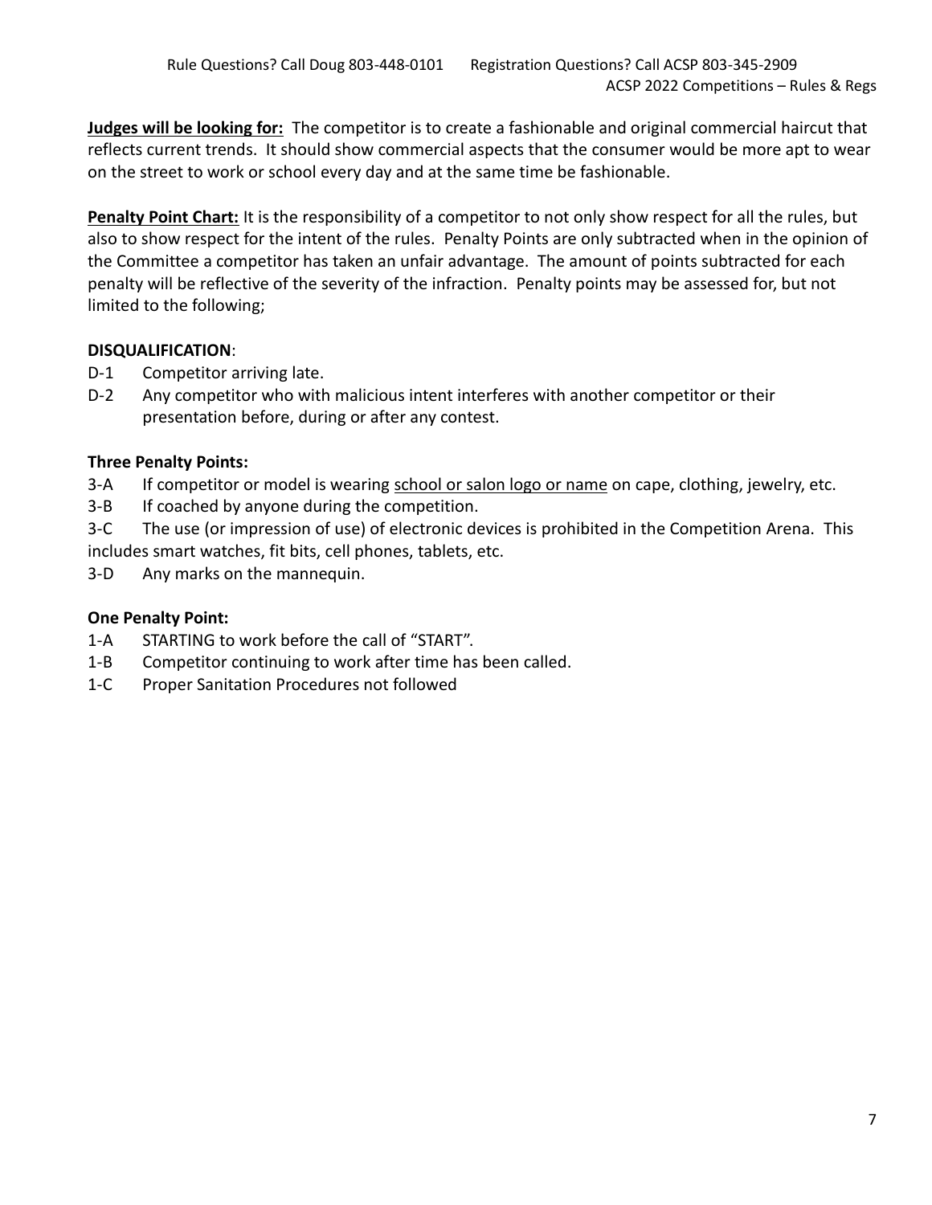**Judges will be looking for:** The competitor is to create a fashionable and original commercial haircut that reflects current trends. It should show commercial aspects that the consumer would be more apt to wear on the street to work or school every day and at the same time be fashionable.

**Penalty Point Chart:** It is the responsibility of a competitor to not only show respect for all the rules, but also to show respect for the intent of the rules. Penalty Points are only subtracted when in the opinion of the Committee a competitor has taken an unfair advantage. The amount of points subtracted for each penalty will be reflective of the severity of the infraction. Penalty points may be assessed for, but not limited to the following;

**DISQUALIFICATION**:

- D-1 Competitor arriving late.
- D-2 Any competitor who with malicious intent interferes with another competitor or their presentation before, during or after any contest.

**Three Penalty Points:**

- 3-A If competitor or model is wearing school or salon logo or name on cape, clothing, jewelry, etc.
- 3-B If coached by anyone during the competition.
- 3-C The use (or impression of use) of electronic devices is prohibited in the Competition Arena. This includes smart watches, fit bits, cell phones, tablets, etc.
- 3-D Any marks on the mannequin.

**One Penalty Point:**

- 1-A STARTING to work before the call of "START".
- 1-B Competitor continuing to work after time has been called.
- 1-C Proper Sanitation Procedures not followed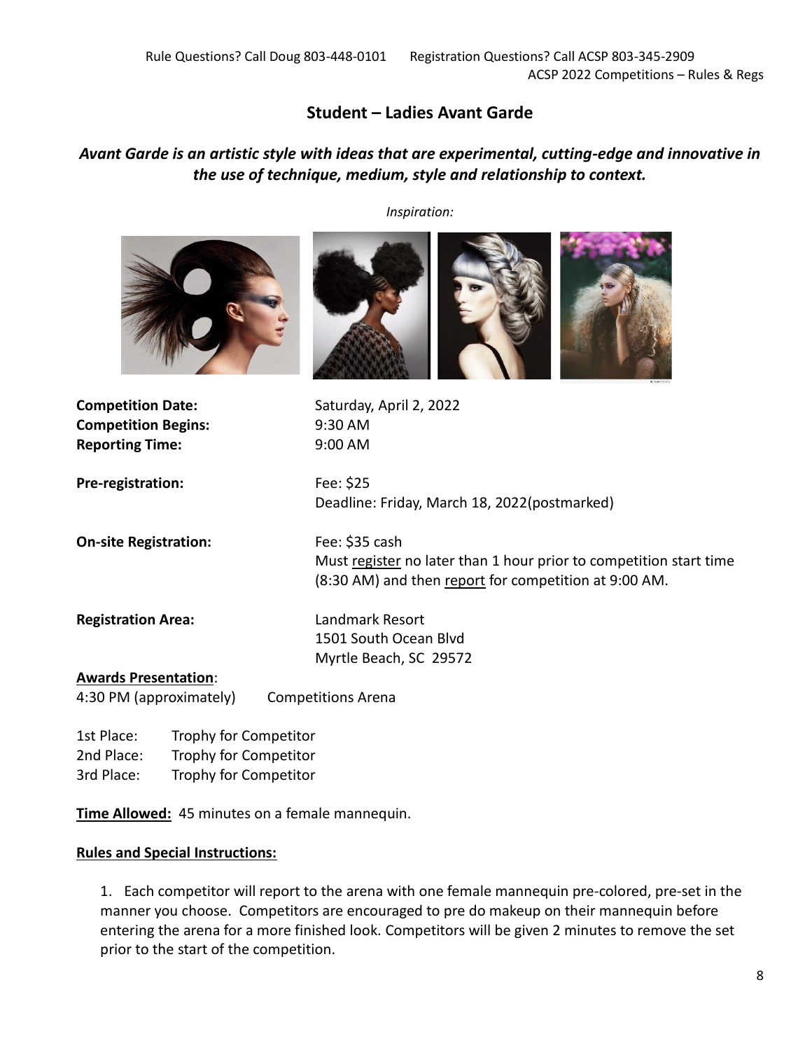# Student – Ladies Avant Garde

***Avant Garde is an artistic style with ideas that are experimental, cutting-edge and innovative in the use of technique, medium, style and relationship to context.***

*Inspiration:*

**Competition Date:** Saturday, April 2, 2022
**Competition Begins:** 9:30 AM
**Reporting Time:** 9:00 AM

**Pre-registration:** Fee: $25
Deadline: Friday, March 18, 2022(postmarked)

**On-site Registration:** Fee: $35 cash
Must register no later than 1 hour prior to competition start time (8:30 AM) and then report for competition at 9:00 AM.

**Registration Area:** Landmark Resort
1501 South Ocean Blvd
Myrtle Beach, SC 29572

**Awards Presentation**:
4:30 PM (approximately) Competitions Arena

1st Place: Trophy for Competitor
2nd Place: Trophy for Competitor
3rd Place: Trophy for Competitor

**Time Allowed:** 45 minutes on a female mannequin.

**Rules and Special Instructions:**

1. Each competitor will report to the arena with one female mannequin pre-colored, pre-set in the manner you choose. Competitors are encouraged to pre do makeup on their mannequin before entering the arena for a more finished look. Competitors will be given 2 minutes to remove the set prior to the start of the competition.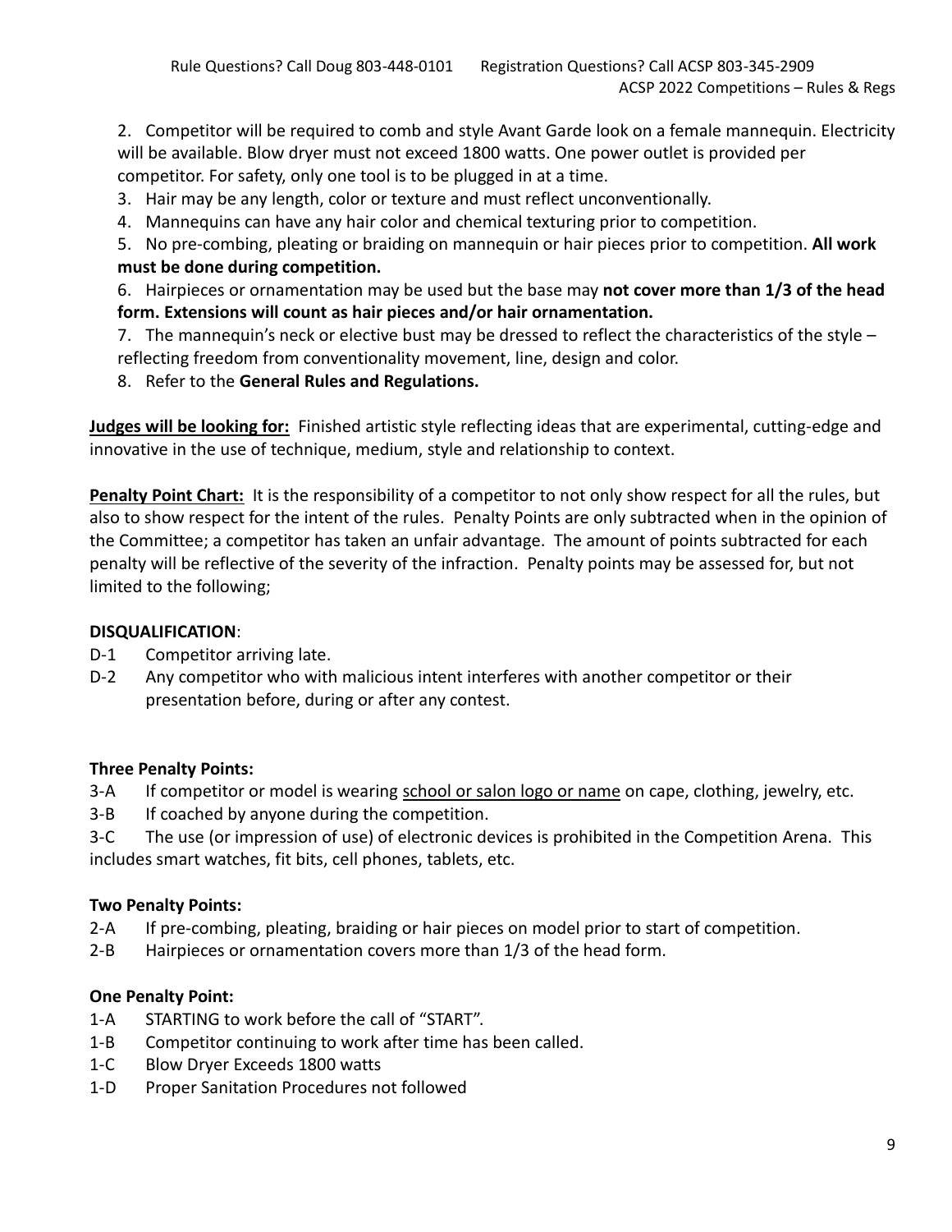2. Competitor will be required to comb and style Avant Garde look on a female mannequin. Electricity will be available. Blow dryer must not exceed 1800 watts. One power outlet is provided per competitor. For safety, only one tool is to be plugged in at a time.
3. Hair may be any length, color or texture and must reflect unconventionally.
4. Mannequins can have any hair color and chemical texturing prior to competition.
5. No pre-combing, pleating or braiding on mannequin or hair pieces prior to competition. **All work must be done during competition.**
6. Hairpieces or ornamentation may be used but the base may **not cover more than 1/3 of the head form. Extensions will count as hair pieces and/or hair ornamentation.**
7. The mannequin's neck or elective bust may be dressed to reflect the characteristics of the style – reflecting freedom from conventionality movement, line, design and color.
8. Refer to the **General Rules and Regulations.**

**Judges will be looking for:** Finished artistic style reflecting ideas that are experimental, cutting-edge and innovative in the use of technique, medium, style and relationship to context.

**Penalty Point Chart:** It is the responsibility of a competitor to not only show respect for all the rules, but also to show respect for the intent of the rules. Penalty Points are only subtracted when in the opinion of the Committee; a competitor has taken an unfair advantage. The amount of points subtracted for each penalty will be reflective of the severity of the infraction. Penalty points may be assessed for, but not limited to the following;

**DISQUALIFICATION**:

D-1 Competitor arriving late.

D-2 Any competitor who with malicious intent interferes with another competitor or their presentation before, during or after any contest.

**Three Penalty Points:**

3-A If competitor or model is wearing school or salon logo or name on cape, clothing, jewelry, etc.

3-B If coached by anyone during the competition.

3-C The use (or impression of use) of electronic devices is prohibited in the Competition Arena. This includes smart watches, fit bits, cell phones, tablets, etc.

**Two Penalty Points:**

2-A If pre-combing, pleating, braiding or hair pieces on model prior to start of competition.

2-B Hairpieces or ornamentation covers more than 1/3 of the head form.

**One Penalty Point:**

1-A STARTING to work before the call of "START".

1-B Competitor continuing to work after time has been called.

1-C Blow Dryer Exceeds 1800 watts

1-D Proper Sanitation Procedures not followed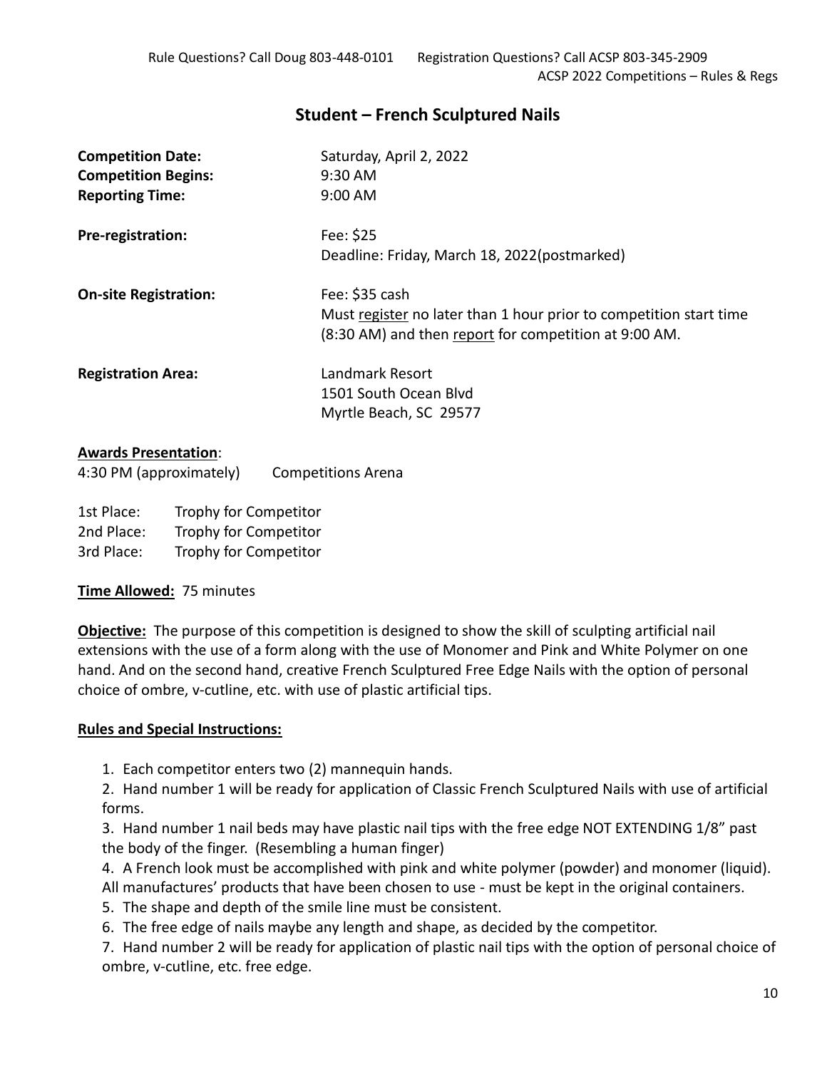## Student – French Sculptured Nails

**Competition Date:** Saturday, April 2, 2022
**Competition Begins:** 9:30 AM
**Reporting Time:** 9:00 AM

**Pre-registration:** Fee: $25
Deadline: Friday, March 18, 2022(postmarked)

**On-site Registration:** Fee: $35 cash
Must register no later than 1 hour prior to competition start time (8:30 AM) and then report for competition at 9:00 AM.

**Registration Area:** Landmark Resort
1501 South Ocean Blvd
Myrtle Beach, SC 29577

**Awards Presentation**:
4:30 PM (approximately) Competitions Arena

1st Place: Trophy for Competitor
2nd Place: Trophy for Competitor
3rd Place: Trophy for Competitor

**Time Allowed:** 75 minutes

**Objective:** The purpose of this competition is designed to show the skill of sculpting artificial nail extensions with the use of a form along with the use of Monomer and Pink and White Polymer on one hand. And on the second hand, creative French Sculptured Free Edge Nails with the option of personal choice of ombre, v-cutline, etc. with use of plastic artificial tips.

**Rules and Special Instructions:**

1. Each competitor enters two (2) mannequin hands.
2. Hand number 1 will be ready for application of Classic French Sculptured Nails with use of artificial forms.
3. Hand number 1 nail beds may have plastic nail tips with the free edge NOT EXTENDING 1/8" past the body of the finger. (Resembling a human finger)
4. A French look must be accomplished with pink and white polymer (powder) and monomer (liquid). All manufactures' products that have been chosen to use - must be kept in the original containers.
5. The shape and depth of the smile line must be consistent.
6. The free edge of nails maybe any length and shape, as decided by the competitor.
7. Hand number 2 will be ready for application of plastic nail tips with the option of personal choice of ombre, v-cutline, etc. free edge.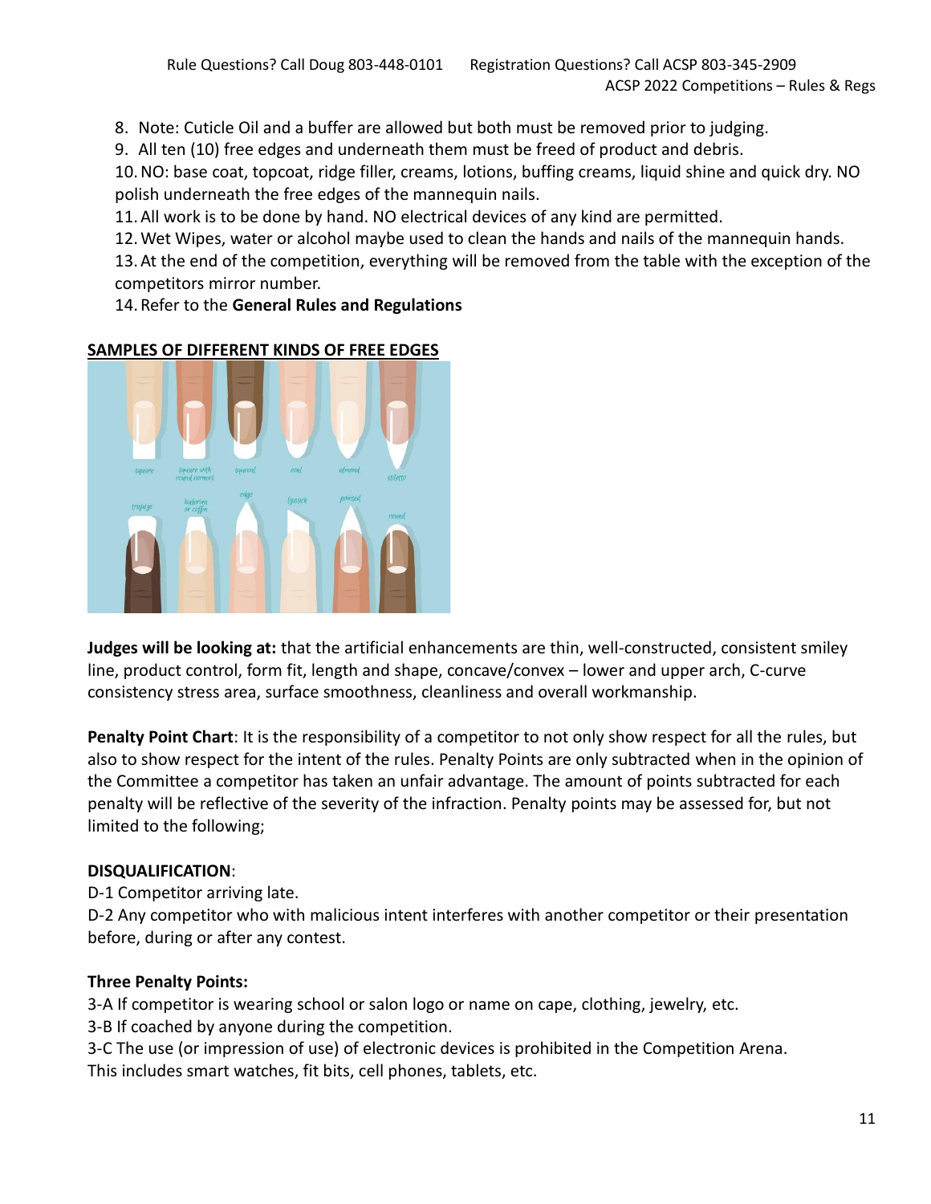8. Note: Cuticle Oil and a buffer are allowed but both must be removed prior to judging.
9. All ten (10) free edges and underneath them must be freed of product and debris.
10. NO: base coat, topcoat, ridge filler, creams, lotions, buffing creams, liquid shine and quick dry. NO polish underneath the free edges of the mannequin nails.
11. All work is to be done by hand. NO electrical devices of any kind are permitted.
12. Wet Wipes, water or alcohol maybe used to clean the hands and nails of the mannequin hands.
13. At the end of the competition, everything will be removed from the table with the exception of the competitors mirror number.
14. Refer to the **General Rules and Regulations**

**SAMPLES OF DIFFERENT KINDS OF FREE EDGES**

**Judges will be looking at:** that the artificial enhancements are thin, well-constructed, consistent smiley line, product control, form fit, length and shape, concave/convex – lower and upper arch, C-curve consistency stress area, surface smoothness, cleanliness and overall workmanship.

**Penalty Point Chart**: It is the responsibility of a competitor to not only show respect for all the rules, but also to show respect for the intent of the rules. Penalty Points are only subtracted when in the opinion of the Committee a competitor has taken an unfair advantage. The amount of points subtracted for each penalty will be reflective of the severity of the infraction. Penalty points may be assessed for, but not limited to the following;

**DISQUALIFICATION**:

D-1 Competitor arriving late.

D-2 Any competitor who with malicious intent interferes with another competitor or their presentation before, during or after any contest.

**Three Penalty Points:**

3-A If competitor is wearing school or salon logo or name on cape, clothing, jewelry, etc.

3-B If coached by anyone during the competition.

3-C The use (or impression of use) of electronic devices is prohibited in the Competition Arena. This includes smart watches, fit bits, cell phones, tablets, etc.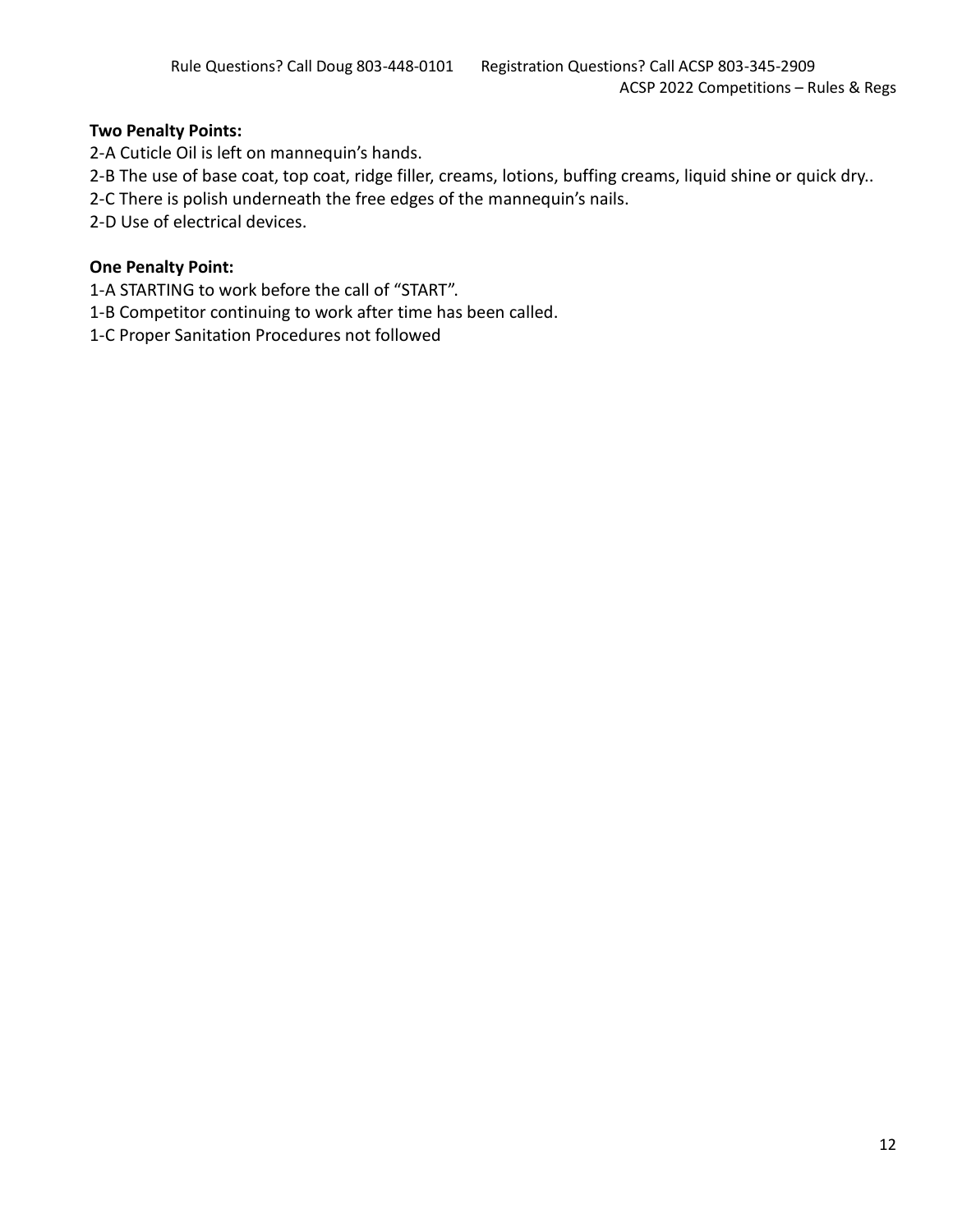**Two Penalty Points:**

2-A Cuticle Oil is left on mannequin's hands.
2-B The use of base coat, top coat, ridge filler, creams, lotions, buffing creams, liquid shine or quick dry..
2-C There is polish underneath the free edges of the mannequin's nails.
2-D Use of electrical devices.

**One Penalty Point:**

1-A STARTING to work before the call of "START".
1-B Competitor continuing to work after time has been called.
1-C Proper Sanitation Procedures not followed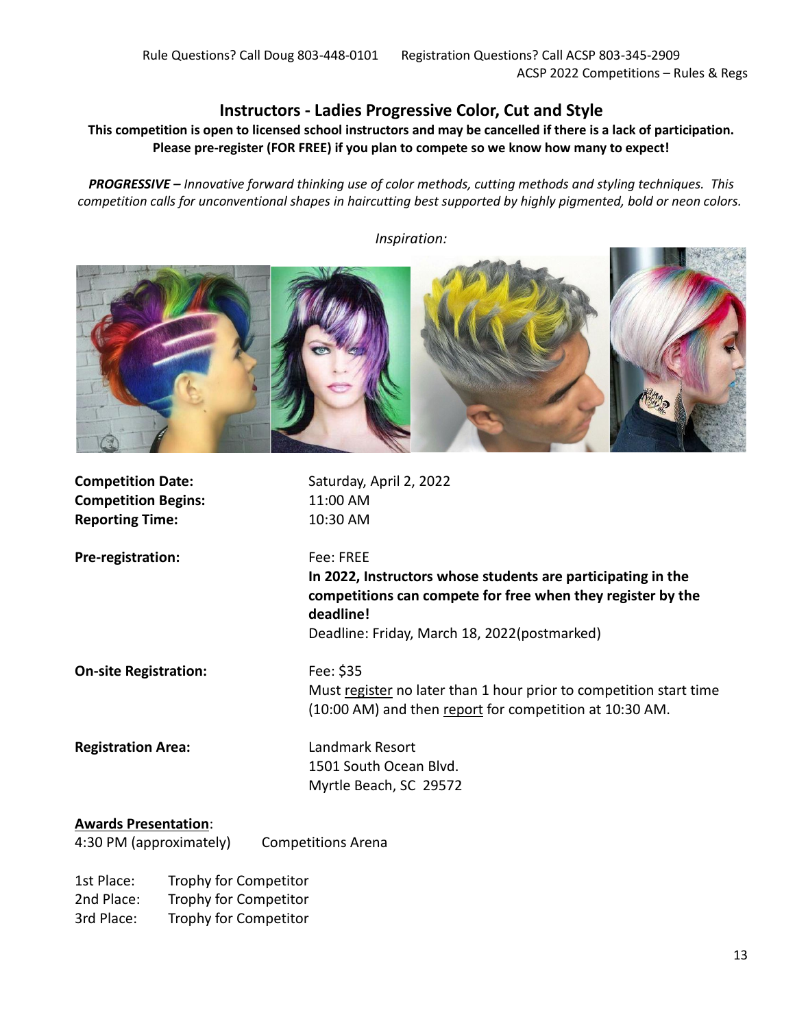## Instructors - Ladies Progressive Color, Cut and Style

**This competition is open to licensed school instructors and may be cancelled if there is a lack of participation. Please pre-register (FOR FREE) if you plan to compete so we know how many to expect!**

***PROGRESSIVE –*** *Innovative forward thinking use of color methods, cutting methods and styling techniques. This competition calls for unconventional shapes in haircutting best supported by highly pigmented, bold or neon colors.*

*Inspiration:*

**Competition Date:** Saturday, April 2, 2022
**Competition Begins:** 11:00 AM
**Reporting Time:** 10:30 AM

**Pre-registration:** Fee: FREE
**In 2022, Instructors whose students are participating in the competitions can compete for free when they register by the deadline!**
Deadline: Friday, March 18, 2022(postmarked)

**On-site Registration:** Fee: $35
Must register no later than 1 hour prior to competition start time (10:00 AM) and then report for competition at 10:30 AM.

**Registration Area:** Landmark Resort
1501 South Ocean Blvd.
Myrtle Beach, SC 29572

**Awards Presentation**:
4:30 PM (approximately) Competitions Arena

1st Place: Trophy for Competitor
2nd Place: Trophy for Competitor
3rd Place: Trophy for Competitor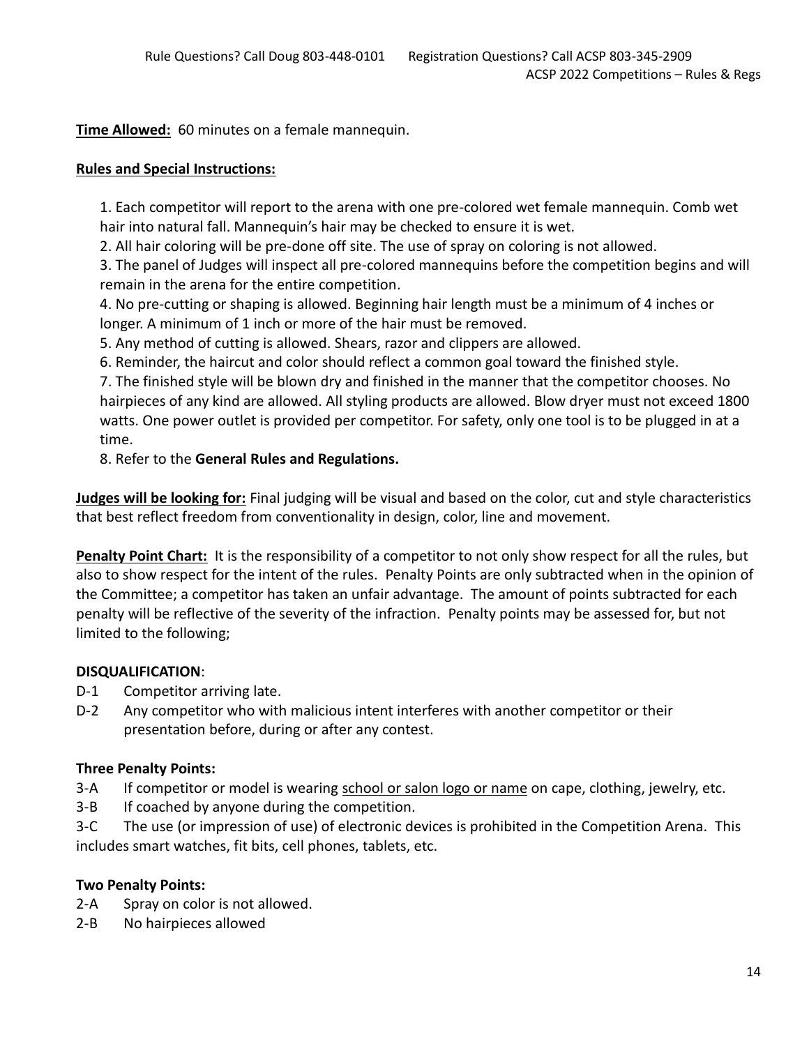**Time Allowed:** 60 minutes on a female mannequin.

**Rules and Special Instructions:**

1. Each competitor will report to the arena with one pre-colored wet female mannequin. Comb wet hair into natural fall. Mannequin's hair may be checked to ensure it is wet.
2. All hair coloring will be pre-done off site. The use of spray on coloring is not allowed.
3. The panel of Judges will inspect all pre-colored mannequins before the competition begins and will remain in the arena for the entire competition.
4. No pre-cutting or shaping is allowed. Beginning hair length must be a minimum of 4 inches or longer. A minimum of 1 inch or more of the hair must be removed.
5. Any method of cutting is allowed. Shears, razor and clippers are allowed.
6. Reminder, the haircut and color should reflect a common goal toward the finished style.
7. The finished style will be blown dry and finished in the manner that the competitor chooses. No hairpieces of any kind are allowed. All styling products are allowed. Blow dryer must not exceed 1800 watts. One power outlet is provided per competitor. For safety, only one tool is to be plugged in at a time.
8. Refer to the **General Rules and Regulations.**

**Judges will be looking for:** Final judging will be visual and based on the color, cut and style characteristics that best reflect freedom from conventionality in design, color, line and movement.

**Penalty Point Chart:** It is the responsibility of a competitor to not only show respect for all the rules, but also to show respect for the intent of the rules. Penalty Points are only subtracted when in the opinion of the Committee; a competitor has taken an unfair advantage. The amount of points subtracted for each penalty will be reflective of the severity of the infraction. Penalty points may be assessed for, but not limited to the following;

**DISQUALIFICATION**:

D-1 Competitor arriving late.

D-2 Any competitor who with malicious intent interferes with another competitor or their presentation before, during or after any contest.

**Three Penalty Points:**

3-A If competitor or model is wearing school or salon logo or name on cape, clothing, jewelry, etc.

3-B If coached by anyone during the competition.

3-C The use (or impression of use) of electronic devices is prohibited in the Competition Arena. This includes smart watches, fit bits, cell phones, tablets, etc.

**Two Penalty Points:**

2-A Spray on color is not allowed.

2-B No hairpieces allowed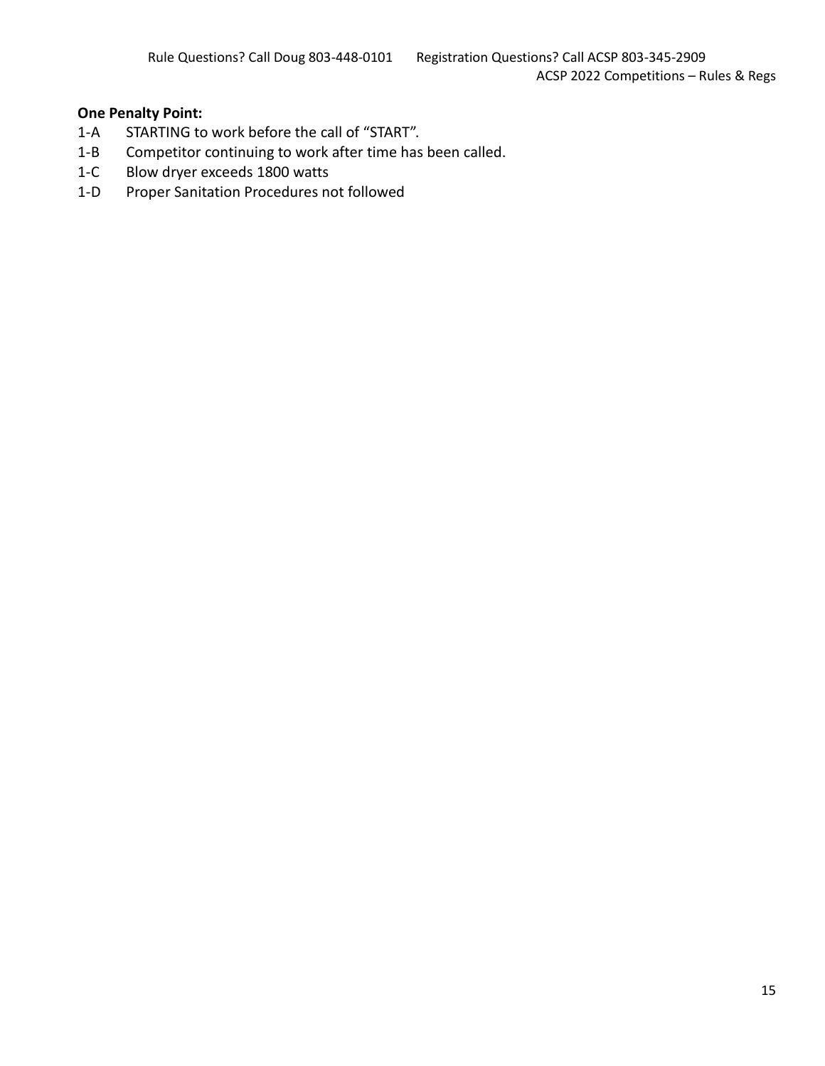**One Penalty Point:**

1-A STARTING to work before the call of "START".
1-B Competitor continuing to work after time has been called.
1-C Blow dryer exceeds 1800 watts
1-D Proper Sanitation Procedures not followed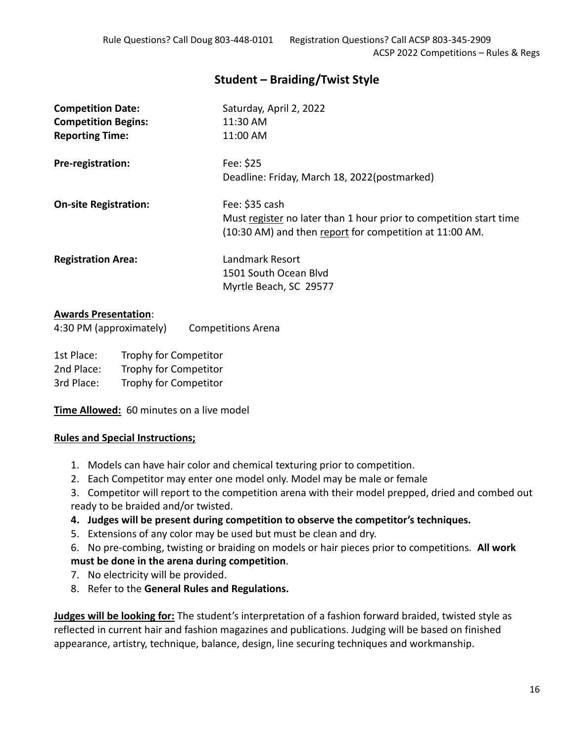## Student – Braiding/Twist Style

| | |
|---|---|
| **Competition Date:** | Saturday, April 2, 2022 |
| **Competition Begins:** | 11:30 AM |
| **Reporting Time:** | 11:00 AM |
| **Pre-registration:** | Fee: $25<br>Deadline: Friday, March 18, 2022(postmarked) |
| **On-site Registration:** | Fee: $35 cash<br>Must register no later than 1 hour prior to competition start time (10:30 AM) and then report for competition at 11:00 AM. |
| **Registration Area:** | Landmark Resort<br>1501 South Ocean Blvd<br>Myrtle Beach, SC 29577 |

**Awards Presentation**:

4:30 PM (approximately) Competitions Arena

| | |
|---|---|
| 1st Place: | Trophy for Competitor |
| 2nd Place: | Trophy for Competitor |
| 3rd Place: | Trophy for Competitor |

**Time Allowed:** 60 minutes on a live model

**Rules and Special Instructions;**

1. Models can have hair color and chemical texturing prior to competition.
2. Each Competitor may enter one model only. Model may be male or female
3. Competitor will report to the competition arena with their model prepped, dried and combed out ready to be braided and/or twisted.
4. **Judges will be present during competition to observe the competitor's techniques.**
5. Extensions of any color may be used but must be clean and dry.
6. No pre-combing, twisting or braiding on models or hair pieces prior to competitions. **All work must be done in the arena during competition**.
7. No electricity will be provided.
8. Refer to the **General Rules and Regulations.**

**Judges will be looking for:** The student's interpretation of a fashion forward braided, twisted style as reflected in current hair and fashion magazines and publications. Judging will be based on finished appearance, artistry, technique, balance, design, line securing techniques and workmanship.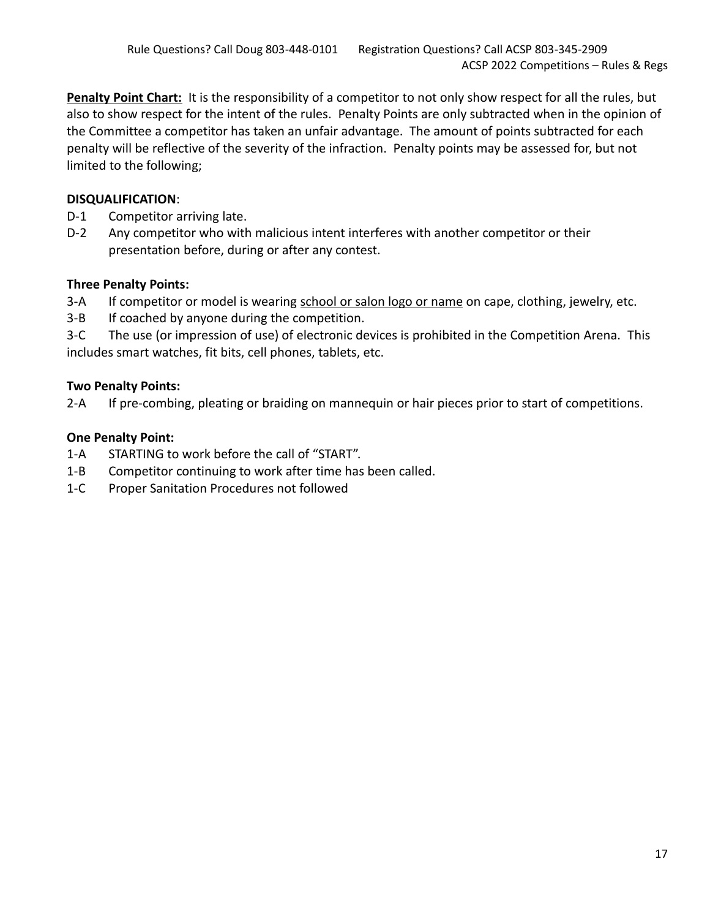**<u>Penalty Point Chart:</u>** It is the responsibility of a competitor to not only show respect for all the rules, but also to show respect for the intent of the rules. Penalty Points are only subtracted when in the opinion of the Committee a competitor has taken an unfair advantage. The amount of points subtracted for each penalty will be reflective of the severity of the infraction. Penalty points may be assessed for, but not limited to the following;

**DISQUALIFICATION**:

D-1 Competitor arriving late.

D-2 Any competitor who with malicious intent interferes with another competitor or their presentation before, during or after any contest.

**Three Penalty Points:**

3-A If competitor or model is wearing <u>school or salon logo or name</u> on cape, clothing, jewelry, etc.

3-B If coached by anyone during the competition.

3-C The use (or impression of use) of electronic devices is prohibited in the Competition Arena. This includes smart watches, fit bits, cell phones, tablets, etc.

**Two Penalty Points:**

2-A If pre-combing, pleating or braiding on mannequin or hair pieces prior to start of competitions.

**One Penalty Point:**

1-A STARTING to work before the call of "START".

1-B Competitor continuing to work after time has been called.

1-C Proper Sanitation Procedures not followed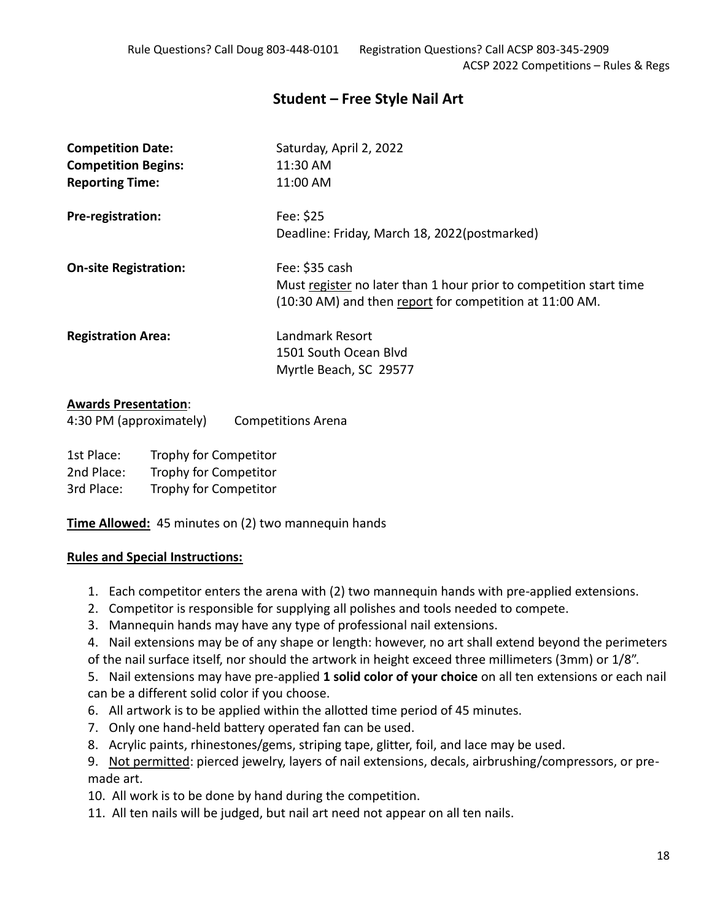## Student – Free Style Nail Art

**Competition Date:** Saturday, April 2, 2022
**Competition Begins:** 11:30 AM
**Reporting Time:** 11:00 AM

**Pre-registration:** Fee: $25
Deadline: Friday, March 18, 2022(postmarked)

**On-site Registration:** Fee: $35 cash
Must register no later than 1 hour prior to competition start time (10:30 AM) and then report for competition at 11:00 AM.

**Registration Area:** Landmark Resort
1501 South Ocean Blvd
Myrtle Beach, SC 29577

**Awards Presentation**:
4:30 PM (approximately) Competitions Arena

1st Place: Trophy for Competitor
2nd Place: Trophy for Competitor
3rd Place: Trophy for Competitor

**Time Allowed:** 45 minutes on (2) two mannequin hands

**Rules and Special Instructions:**

1. Each competitor enters the arena with (2) two mannequin hands with pre-applied extensions.
2. Competitor is responsible for supplying all polishes and tools needed to compete.
3. Mannequin hands may have any type of professional nail extensions.
4. Nail extensions may be of any shape or length: however, no art shall extend beyond the perimeters of the nail surface itself, nor should the artwork in height exceed three millimeters (3mm) or 1/8".
5. Nail extensions may have pre-applied **1 solid color of your choice** on all ten extensions or each nail can be a different solid color if you choose.
6. All artwork is to be applied within the allotted time period of 45 minutes.
7. Only one hand-held battery operated fan can be used.
8. Acrylic paints, rhinestones/gems, striping tape, glitter, foil, and lace may be used.
9. Not permitted: pierced jewelry, layers of nail extensions, decals, airbrushing/compressors, or pre-made art.
10. All work is to be done by hand during the competition.
11. All ten nails will be judged, but nail art need not appear on all ten nails.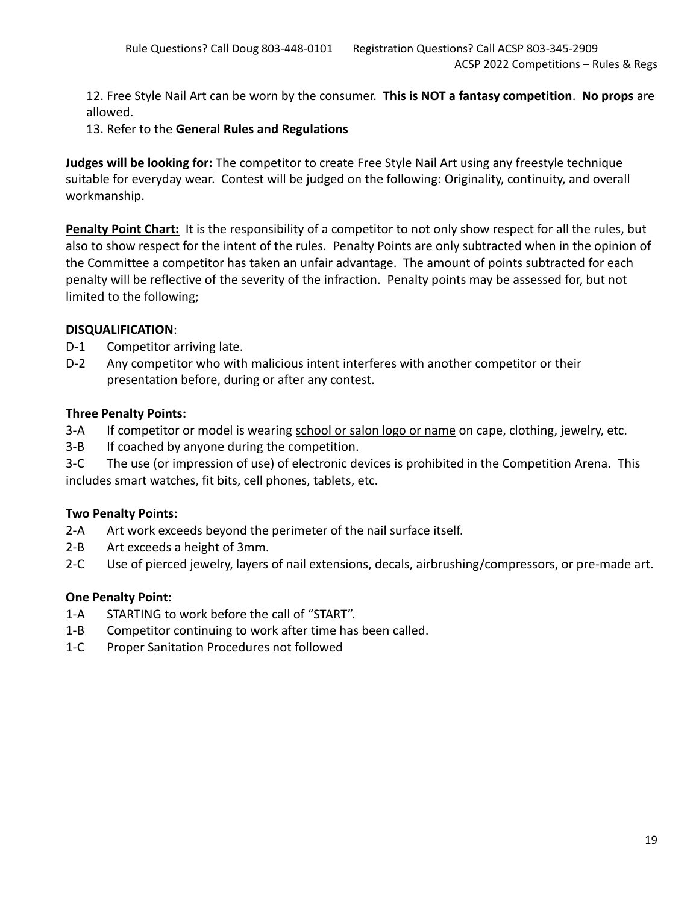12. Free Style Nail Art can be worn by the consumer. **This is NOT a fantasy competition**. **No props** are allowed.

13. Refer to the **General Rules and Regulations**

**Judges will be looking for:** The competitor to create Free Style Nail Art using any freestyle technique suitable for everyday wear. Contest will be judged on the following: Originality, continuity, and overall workmanship.

**Penalty Point Chart:** It is the responsibility of a competitor to not only show respect for all the rules, but also to show respect for the intent of the rules. Penalty Points are only subtracted when in the opinion of the Committee a competitor has taken an unfair advantage. The amount of points subtracted for each penalty will be reflective of the severity of the infraction. Penalty points may be assessed for, but not limited to the following;

**DISQUALIFICATION**:

- D-1 Competitor arriving late.
- D-2 Any competitor who with malicious intent interferes with another competitor or their presentation before, during or after any contest.

**Three Penalty Points:**

- 3-A If competitor or model is wearing school or salon logo or name on cape, clothing, jewelry, etc.
- 3-B If coached by anyone during the competition.
- 3-C The use (or impression of use) of electronic devices is prohibited in the Competition Arena. This includes smart watches, fit bits, cell phones, tablets, etc.

**Two Penalty Points:**

- 2-A Art work exceeds beyond the perimeter of the nail surface itself.
- 2-B Art exceeds a height of 3mm.
- 2-C Use of pierced jewelry, layers of nail extensions, decals, airbrushing/compressors, or pre-made art.

**One Penalty Point:**

- 1-A STARTING to work before the call of "START".
- 1-B Competitor continuing to work after time has been called.
- 1-C Proper Sanitation Procedures not followed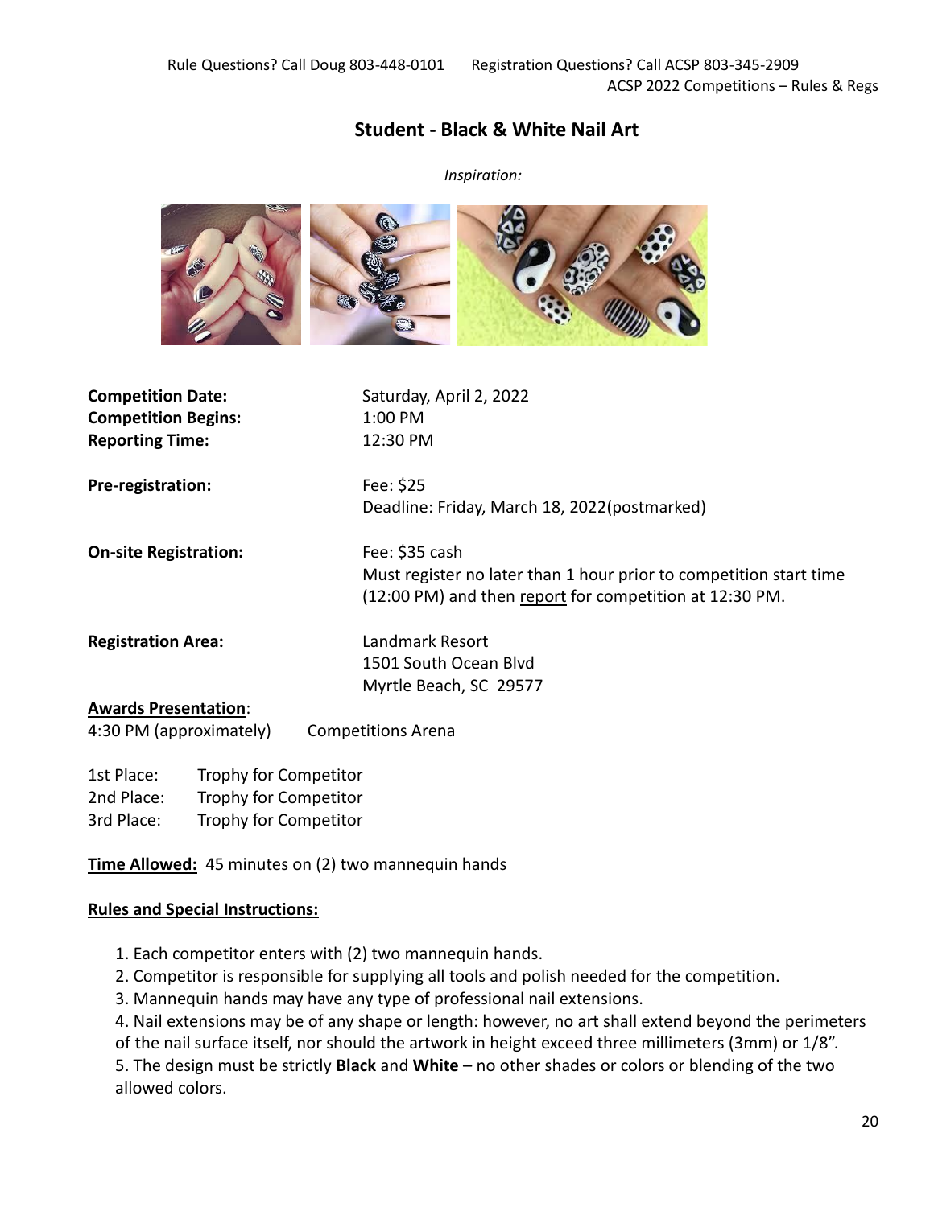## Student - Black & White Nail Art

*Inspiration:*

**Competition Date:** Saturday, April 2, 2022
**Competition Begins:** 1:00 PM
**Reporting Time:** 12:30 PM

**Pre-registration:** Fee: $25
Deadline: Friday, March 18, 2022(postmarked)

**On-site Registration:** Fee: $35 cash
Must register no later than 1 hour prior to competition start time (12:00 PM) and then report for competition at 12:30 PM.

**Registration Area:** Landmark Resort
1501 South Ocean Blvd
Myrtle Beach, SC 29577

**Awards Presentation**:
4:30 PM (approximately) Competitions Arena

1st Place: Trophy for Competitor
2nd Place: Trophy for Competitor
3rd Place: Trophy for Competitor

**Time Allowed:** 45 minutes on (2) two mannequin hands

**Rules and Special Instructions:**

1. Each competitor enters with (2) two mannequin hands.
2. Competitor is responsible for supplying all tools and polish needed for the competition.
3. Mannequin hands may have any type of professional nail extensions.
4. Nail extensions may be of any shape or length: however, no art shall extend beyond the perimeters of the nail surface itself, nor should the artwork in height exceed three millimeters (3mm) or 1/8".
5. The design must be strictly **Black** and **White** – no other shades or colors or blending of the two allowed colors.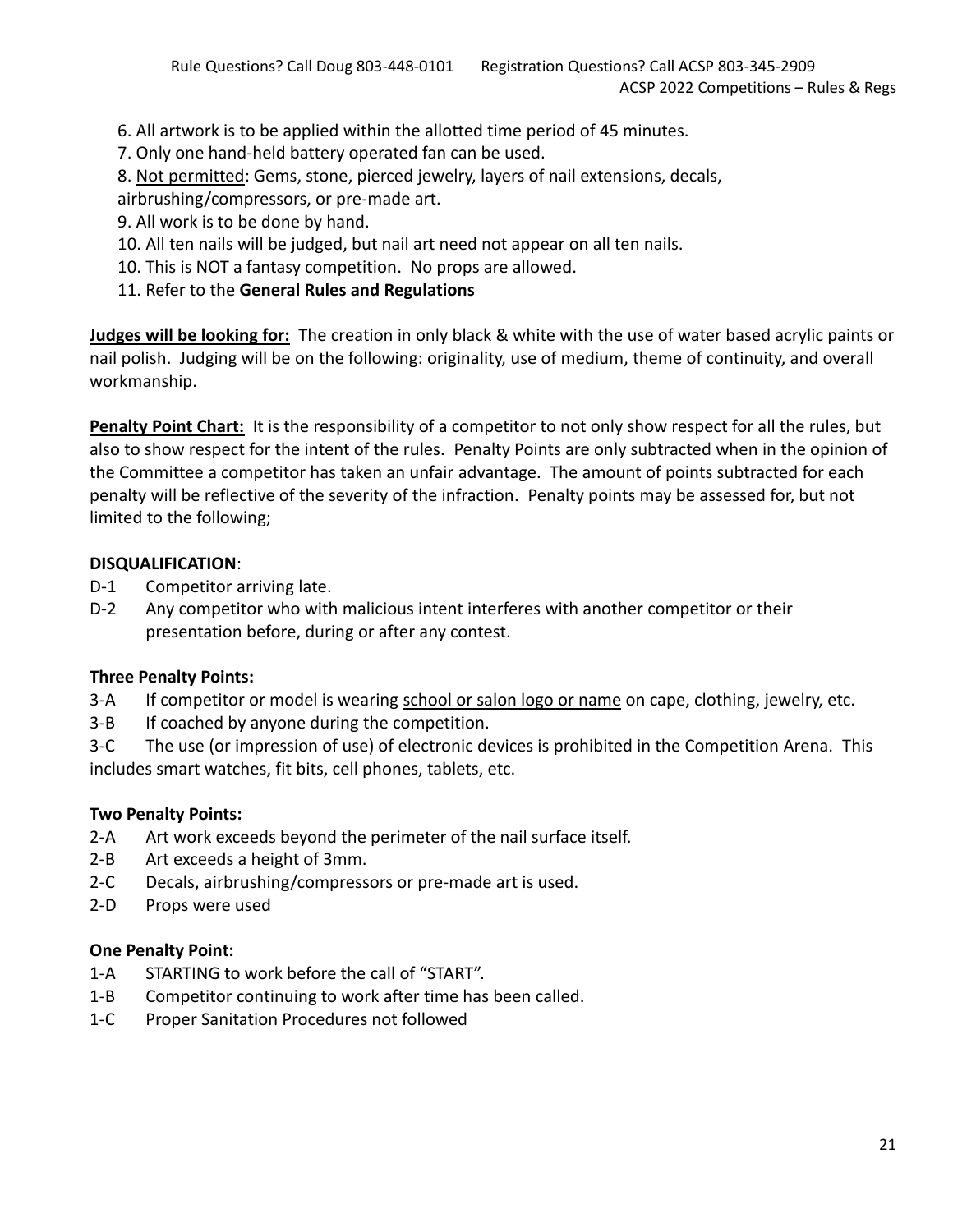6. All artwork is to be applied within the allotted time period of 45 minutes.
7. Only one hand-held battery operated fan can be used.
8. Not permitted: Gems, stone, pierced jewelry, layers of nail extensions, decals, airbrushing/compressors, or pre-made art.
9. All work is to be done by hand.
10. All ten nails will be judged, but nail art need not appear on all ten nails.
10. This is NOT a fantasy competition. No props are allowed.
11. Refer to the **General Rules and Regulations**

**Judges will be looking for:** The creation in only black & white with the use of water based acrylic paints or nail polish. Judging will be on the following: originality, use of medium, theme of continuity, and overall workmanship.

**Penalty Point Chart:** It is the responsibility of a competitor to not only show respect for all the rules, but also to show respect for the intent of the rules. Penalty Points are only subtracted when in the opinion of the Committee a competitor has taken an unfair advantage. The amount of points subtracted for each penalty will be reflective of the severity of the infraction. Penalty points may be assessed for, but not limited to the following;

**DISQUALIFICATION**:

D-1 Competitor arriving late.

D-2 Any competitor who with malicious intent interferes with another competitor or their presentation before, during or after any contest.

**Three Penalty Points:**

3-A If competitor or model is wearing school or salon logo or name on cape, clothing, jewelry, etc.

3-B If coached by anyone during the competition.

3-C The use (or impression of use) of electronic devices is prohibited in the Competition Arena. This includes smart watches, fit bits, cell phones, tablets, etc.

**Two Penalty Points:**

2-A Art work exceeds beyond the perimeter of the nail surface itself.

2-B Art exceeds a height of 3mm.

2-C Decals, airbrushing/compressors or pre-made art is used.

2-D Props were used

**One Penalty Point:**

1-A STARTING to work before the call of “START”.

1-B Competitor continuing to work after time has been called.

1-C Proper Sanitation Procedures not followed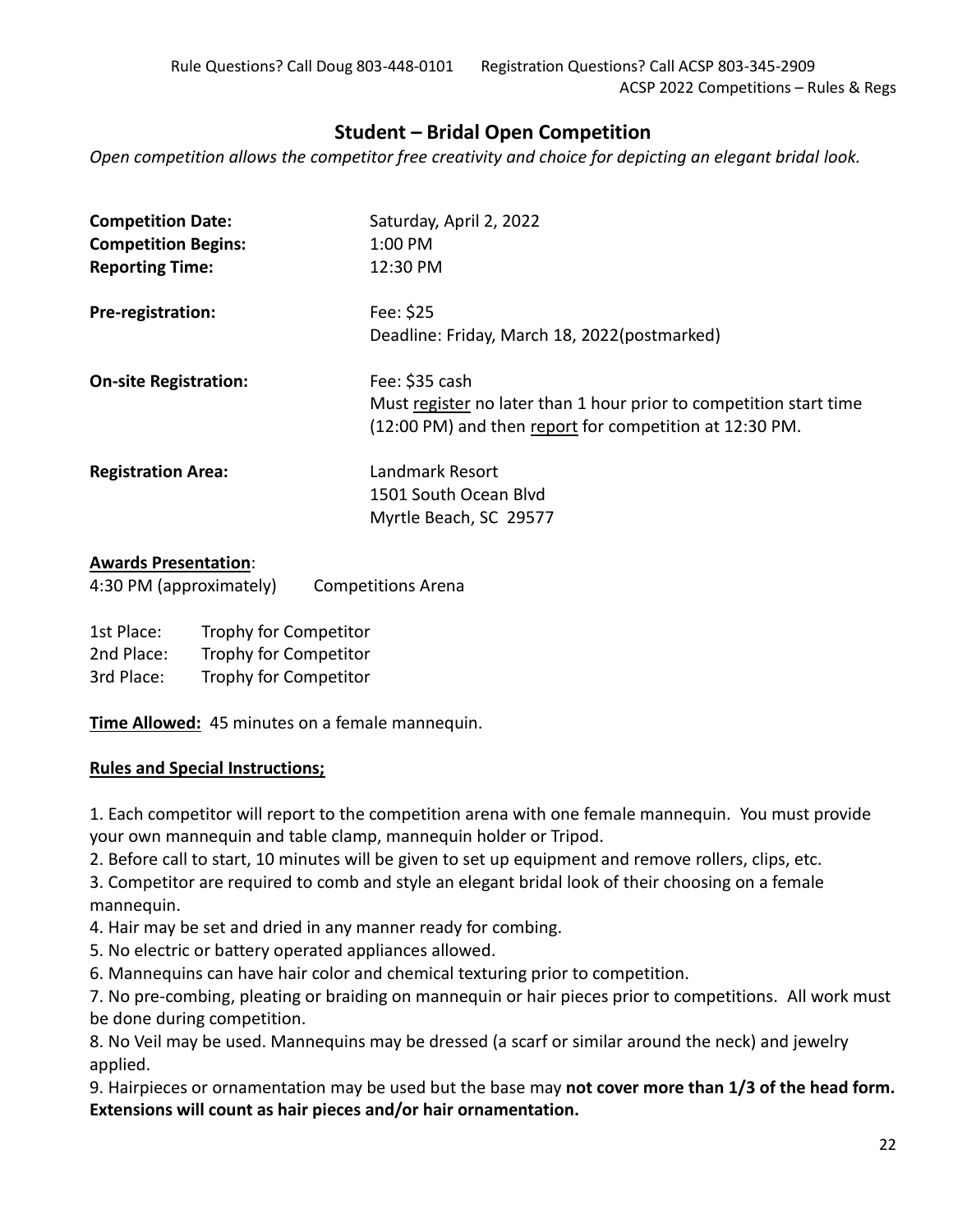## Student – Bridal Open Competition

*Open competition allows the competitor free creativity and choice for depicting an elegant bridal look.*

**Competition Date:** Saturday, April 2, 2022
**Competition Begins:** 1:00 PM
**Reporting Time:** 12:30 PM

**Pre-registration:** Fee: $25
Deadline: Friday, March 18, 2022(postmarked)

**On-site Registration:** Fee: $35 cash
Must register no later than 1 hour prior to competition start time (12:00 PM) and then report for competition at 12:30 PM.

**Registration Area:** Landmark Resort
1501 South Ocean Blvd
Myrtle Beach, SC 29577

**Awards Presentation**:
4:30 PM (approximately) Competitions Arena

1st Place: Trophy for Competitor
2nd Place: Trophy for Competitor
3rd Place: Trophy for Competitor

**Time Allowed:** 45 minutes on a female mannequin.

**Rules and Special Instructions;**

1. Each competitor will report to the competition arena with one female mannequin. You must provide your own mannequin and table clamp, mannequin holder or Tripod.
2. Before call to start, 10 minutes will be given to set up equipment and remove rollers, clips, etc.
3. Competitor are required to comb and style an elegant bridal look of their choosing on a female mannequin.
4. Hair may be set and dried in any manner ready for combing.
5. No electric or battery operated appliances allowed.
6. Mannequins can have hair color and chemical texturing prior to competition.
7. No pre-combing, pleating or braiding on mannequin or hair pieces prior to competitions. All work must be done during competition.
8. No Veil may be used. Mannequins may be dressed (a scarf or similar around the neck) and jewelry applied.
9. Hairpieces or ornamentation may be used but the base may **not cover more than 1/3 of the head form. Extensions will count as hair pieces and/or hair ornamentation.**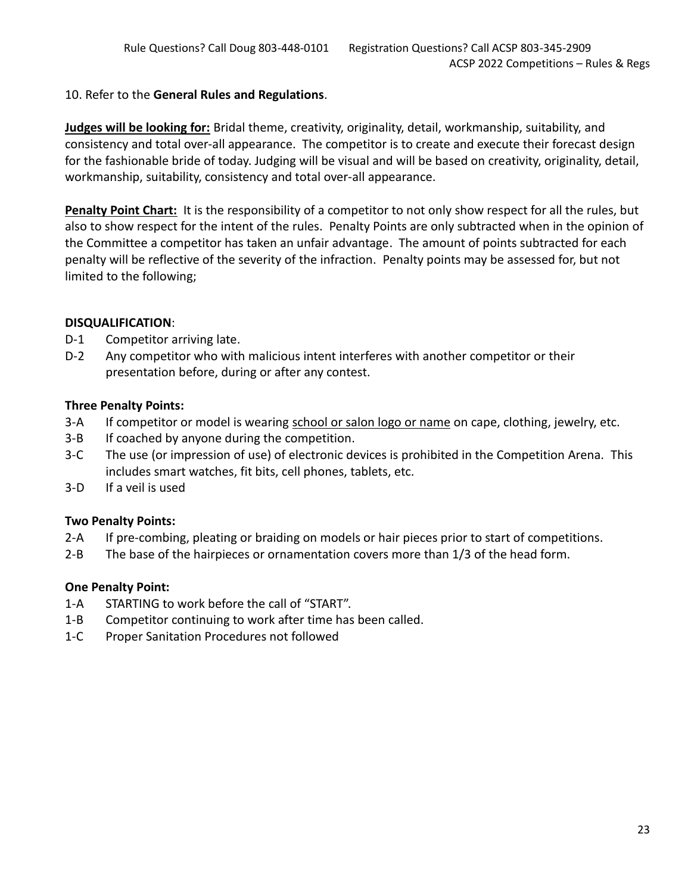10. Refer to the **General Rules and Regulations**.

**<u>Judges will be looking for:</u>** Bridal theme, creativity, originality, detail, workmanship, suitability, and consistency and total over-all appearance. The competitor is to create and execute their forecast design for the fashionable bride of today. Judging will be visual and will be based on creativity, originality, detail, workmanship, suitability, consistency and total over-all appearance.

**<u>Penalty Point Chart:</u>** It is the responsibility of a competitor to not only show respect for all the rules, but also to show respect for the intent of the rules. Penalty Points are only subtracted when in the opinion of the Committee a competitor has taken an unfair advantage. The amount of points subtracted for each penalty will be reflective of the severity of the infraction. Penalty points may be assessed for, but not limited to the following;

**DISQUALIFICATION**:

- D-1 Competitor arriving late.
- D-2 Any competitor who with malicious intent interferes with another competitor or their presentation before, during or after any contest.

**Three Penalty Points:**

- 3-A If competitor or model is wearing <u>school or salon logo or name</u> on cape, clothing, jewelry, etc.
- 3-B If coached by anyone during the competition.
- 3-C The use (or impression of use) of electronic devices is prohibited in the Competition Arena. This includes smart watches, fit bits, cell phones, tablets, etc.
- 3-D If a veil is used

**Two Penalty Points:**

- 2-A If pre-combing, pleating or braiding on models or hair pieces prior to start of competitions.
- 2-B The base of the hairpieces or ornamentation covers more than 1/3 of the head form.

**One Penalty Point:**

- 1-A STARTING to work before the call of "START".
- 1-B Competitor continuing to work after time has been called.
- 1-C Proper Sanitation Procedures not followed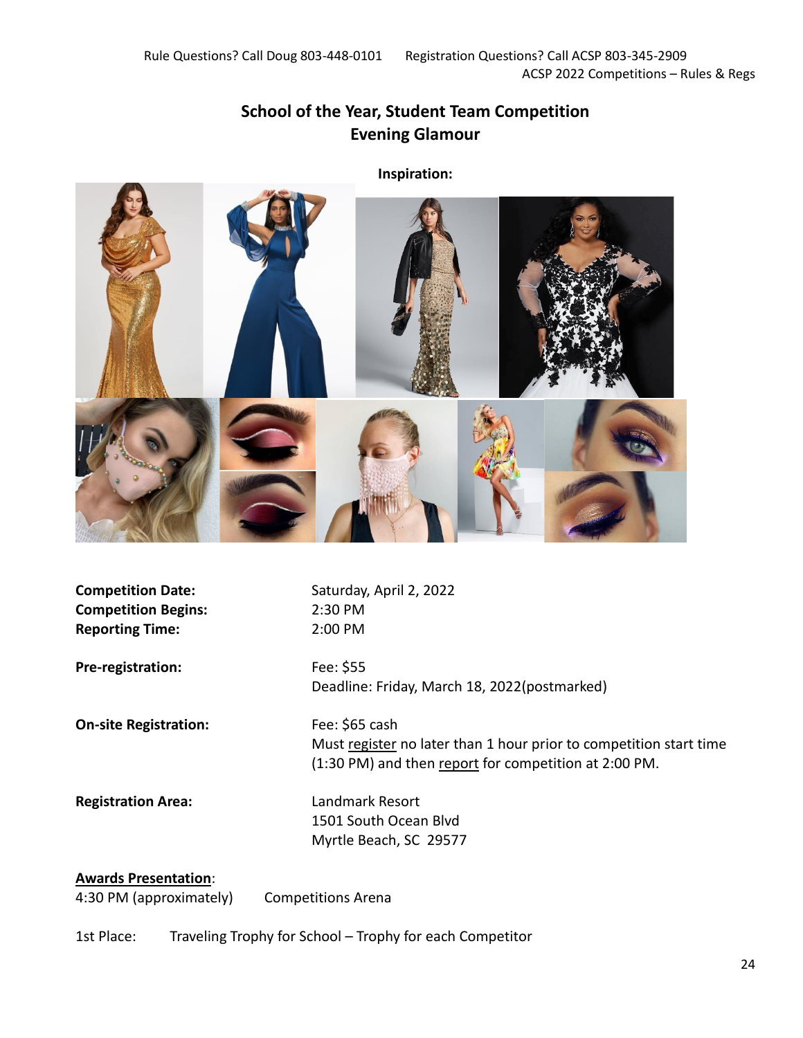## School of the Year, Student Team Competition
## Evening Glamour

**Inspiration:**

| | |
|---|---|
| **Competition Date:** | Saturday, April 2, 2022 |
| **Competition Begins:** | 2:30 PM |
| **Reporting Time:** | 2:00 PM |
| **Pre-registration:** | Fee: $55<br>Deadline: Friday, March 18, 2022(postmarked) |
| **On-site Registration:** | Fee: $65 cash<br>Must register no later than 1 hour prior to competition start time (1:30 PM) and then report for competition at 2:00 PM. |
| **Registration Area:** | Landmark Resort<br>1501 South Ocean Blvd<br>Myrtle Beach, SC 29577 |

**Awards Presentation**:

4:30 PM (approximately) Competitions Arena

1st Place: Traveling Trophy for School – Trophy for each Competitor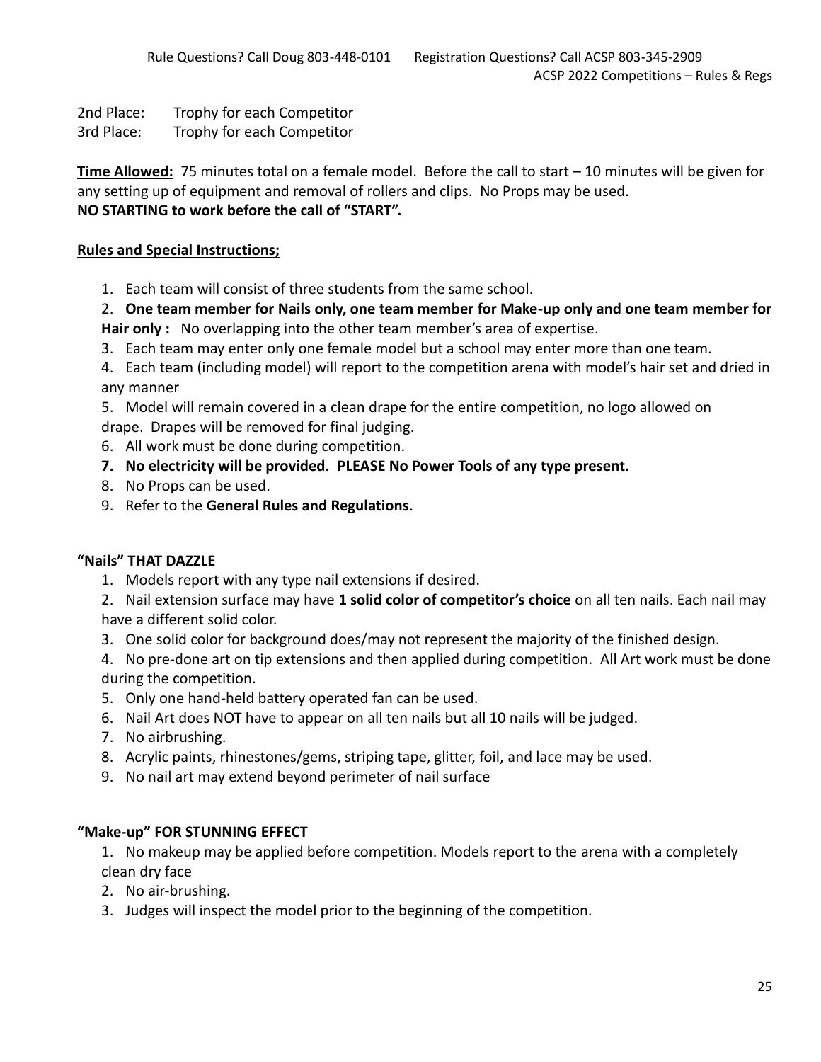2nd Place: Trophy for each Competitor
3rd Place: Trophy for each Competitor

**Time Allowed:** 75 minutes total on a female model. Before the call to start – 10 minutes will be given for any setting up of equipment and removal of rollers and clips. No Props may be used.
**NO STARTING to work before the call of "START".**

**Rules and Special Instructions;**

1. Each team will consist of three students from the same school.
2. **One team member for Nails only, one team member for Make-up only and one team member for Hair only :** No overlapping into the other team member's area of expertise.
3. Each team may enter only one female model but a school may enter more than one team.
4. Each team (including model) will report to the competition arena with model's hair set and dried in any manner
5. Model will remain covered in a clean drape for the entire competition, no logo allowed on drape. Drapes will be removed for final judging.
6. All work must be done during competition.
7. **No electricity will be provided. PLEASE No Power Tools of any type present.**
8. No Props can be used.
9. Refer to the **General Rules and Regulations**.

**"Nails" THAT DAZZLE**

1. Models report with any type nail extensions if desired.
2. Nail extension surface may have **1 solid color of competitor's choice** on all ten nails. Each nail may have a different solid color.
3. One solid color for background does/may not represent the majority of the finished design.
4. No pre-done art on tip extensions and then applied during competition. All Art work must be done during the competition.
5. Only one hand-held battery operated fan can be used.
6. Nail Art does NOT have to appear on all ten nails but all 10 nails will be judged.
7. No airbrushing.
8. Acrylic paints, rhinestones/gems, striping tape, glitter, foil, and lace may be used.
9. No nail art may extend beyond perimeter of nail surface

**"Make-up" FOR STUNNING EFFECT**

1. No makeup may be applied before competition. Models report to the arena with a completely clean dry face
2. No air-brushing.
3. Judges will inspect the model prior to the beginning of the competition.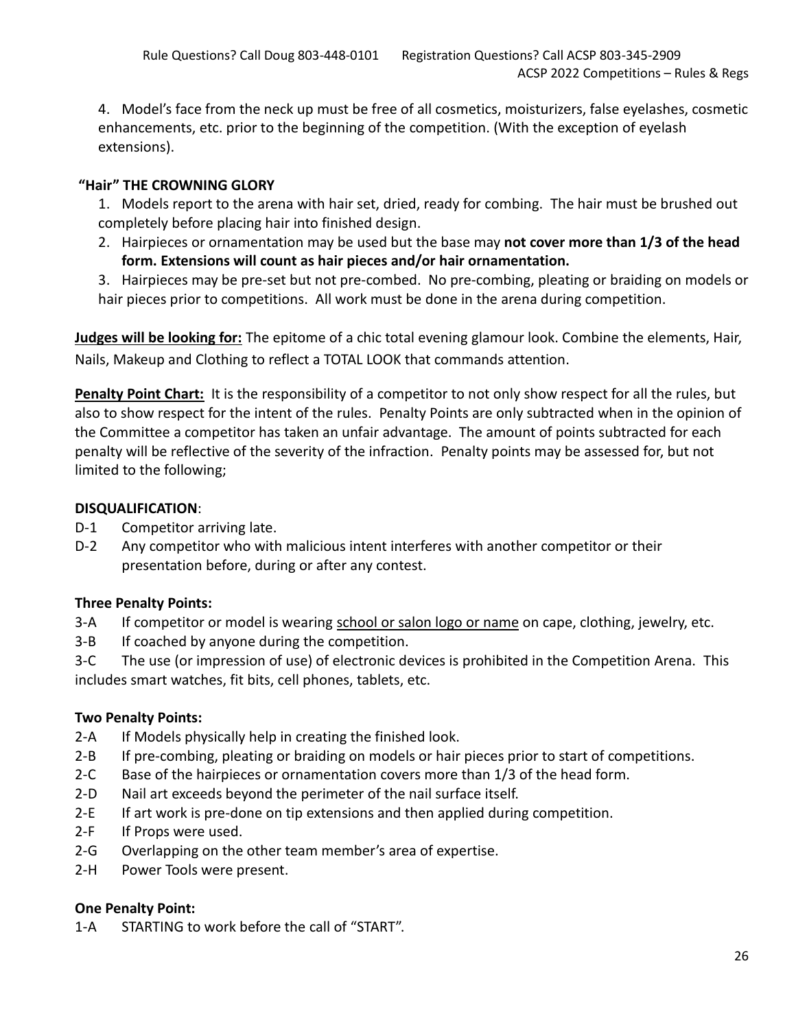4. Model's face from the neck up must be free of all cosmetics, moisturizers, false eyelashes, cosmetic enhancements, etc. prior to the beginning of the competition. (With the exception of eyelash extensions).

**"Hair" THE CROWNING GLORY**

1. Models report to the arena with hair set, dried, ready for combing. The hair must be brushed out completely before placing hair into finished design.
2. Hairpieces or ornamentation may be used but the base may **not cover more than 1/3 of the head form. Extensions will count as hair pieces and/or hair ornamentation.**
3. Hairpieces may be pre-set but not pre-combed. No pre-combing, pleating or braiding on models or hair pieces prior to competitions. All work must be done in the arena during competition.

**Judges will be looking for:** The epitome of a chic total evening glamour look. Combine the elements, Hair, Nails, Makeup and Clothing to reflect a TOTAL LOOK that commands attention.

**Penalty Point Chart:** It is the responsibility of a competitor to not only show respect for all the rules, but also to show respect for the intent of the rules. Penalty Points are only subtracted when in the opinion of the Committee a competitor has taken an unfair advantage. The amount of points subtracted for each penalty will be reflective of the severity of the infraction. Penalty points may be assessed for, but not limited to the following;

**DISQUALIFICATION**:

D-1 Competitor arriving late.

D-2 Any competitor who with malicious intent interferes with another competitor or their presentation before, during or after any contest.

**Three Penalty Points:**

3-A If competitor or model is wearing school or salon logo or name on cape, clothing, jewelry, etc.

3-B If coached by anyone during the competition.

3-C The use (or impression of use) of electronic devices is prohibited in the Competition Arena. This includes smart watches, fit bits, cell phones, tablets, etc.

**Two Penalty Points:**

2-A If Models physically help in creating the finished look.

2-B If pre-combing, pleating or braiding on models or hair pieces prior to start of competitions.

2-C Base of the hairpieces or ornamentation covers more than 1/3 of the head form.

2-D Nail art exceeds beyond the perimeter of the nail surface itself.

2-E If art work is pre-done on tip extensions and then applied during competition.

2-F If Props were used.

2-G Overlapping on the other team member's area of expertise.

2-H Power Tools were present.

**One Penalty Point:**

1-A STARTING to work before the call of "START".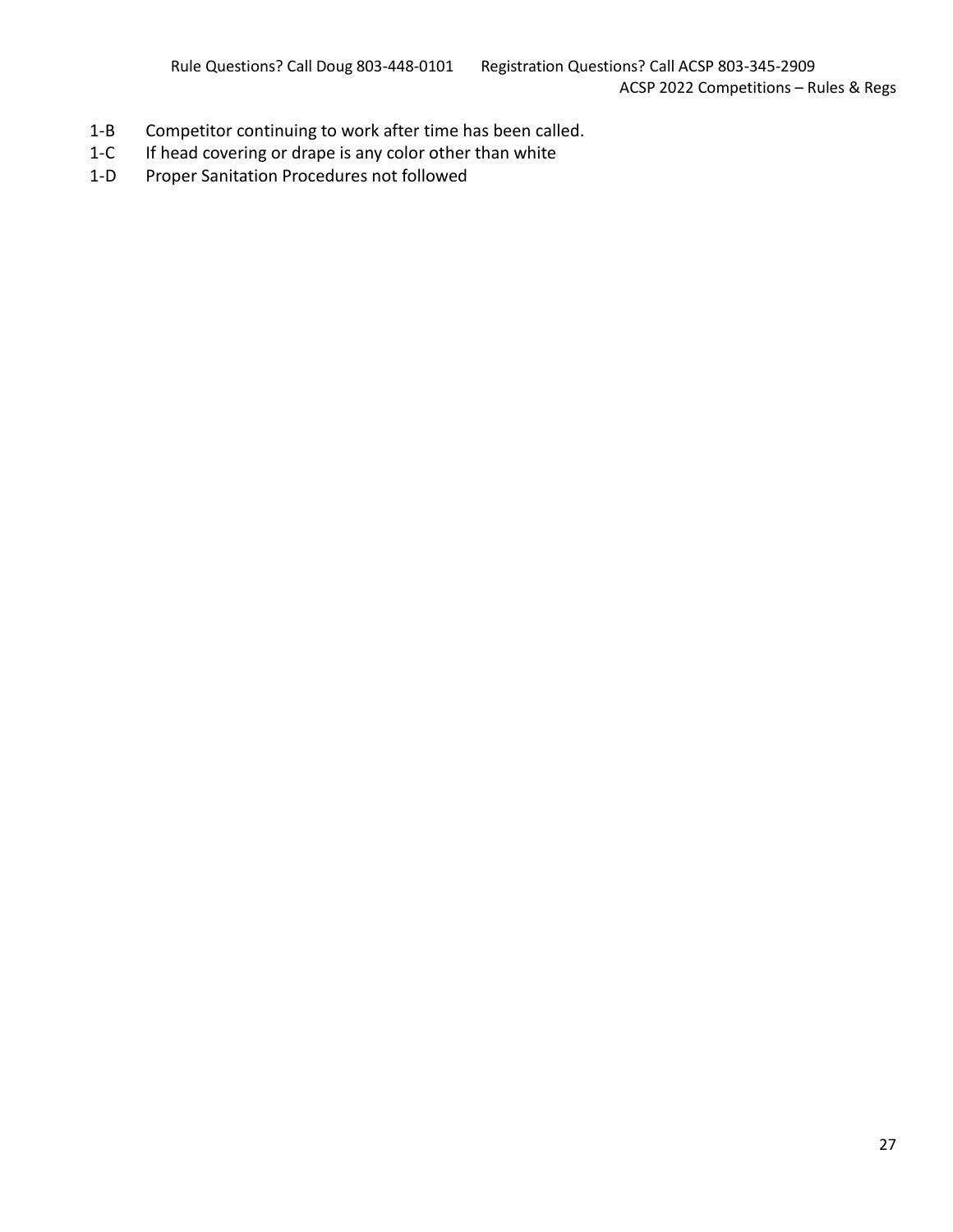1-B Competitor continuing to work after time has been called.
1-C If head covering or drape is any color other than white
1-D Proper Sanitation Procedures not followed